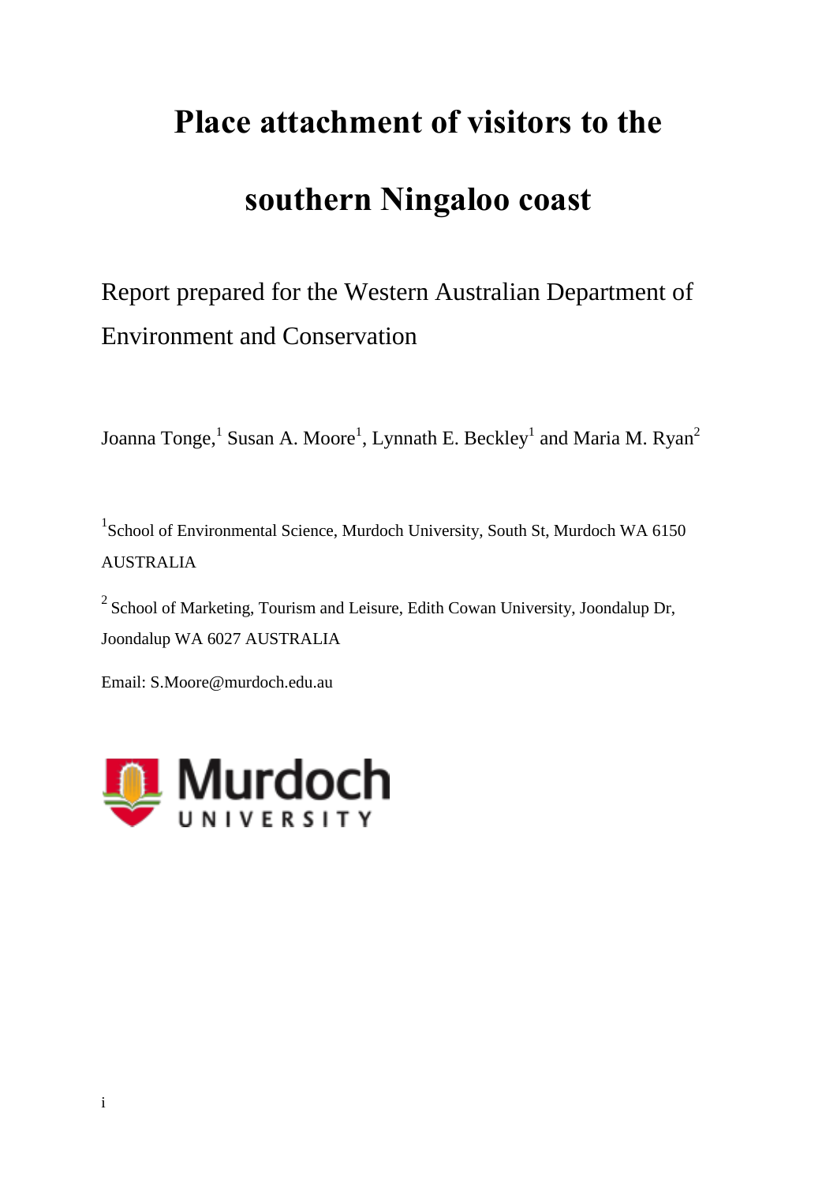# Place attachment of visitors to the southern Ningaloo coast

Report prepared for the Western Australian Department of Environment and Conservation

Joanna Tonge,[1] Susan A. Moore[1], Lynnath E. Beckley[1] and Maria M. Ryan[2]

[1]School of Environmental Science, Murdoch University, South St, Murdoch WA 6150 AUSTRALIA

[2] School of Marketing, Tourism and Leisure, Edith Cowan University, Joondalup Dr, Joondalup WA 6027 AUSTRALIA

Email: S.Moore@murdoch.edu.au

Murdoch UNIVERSITY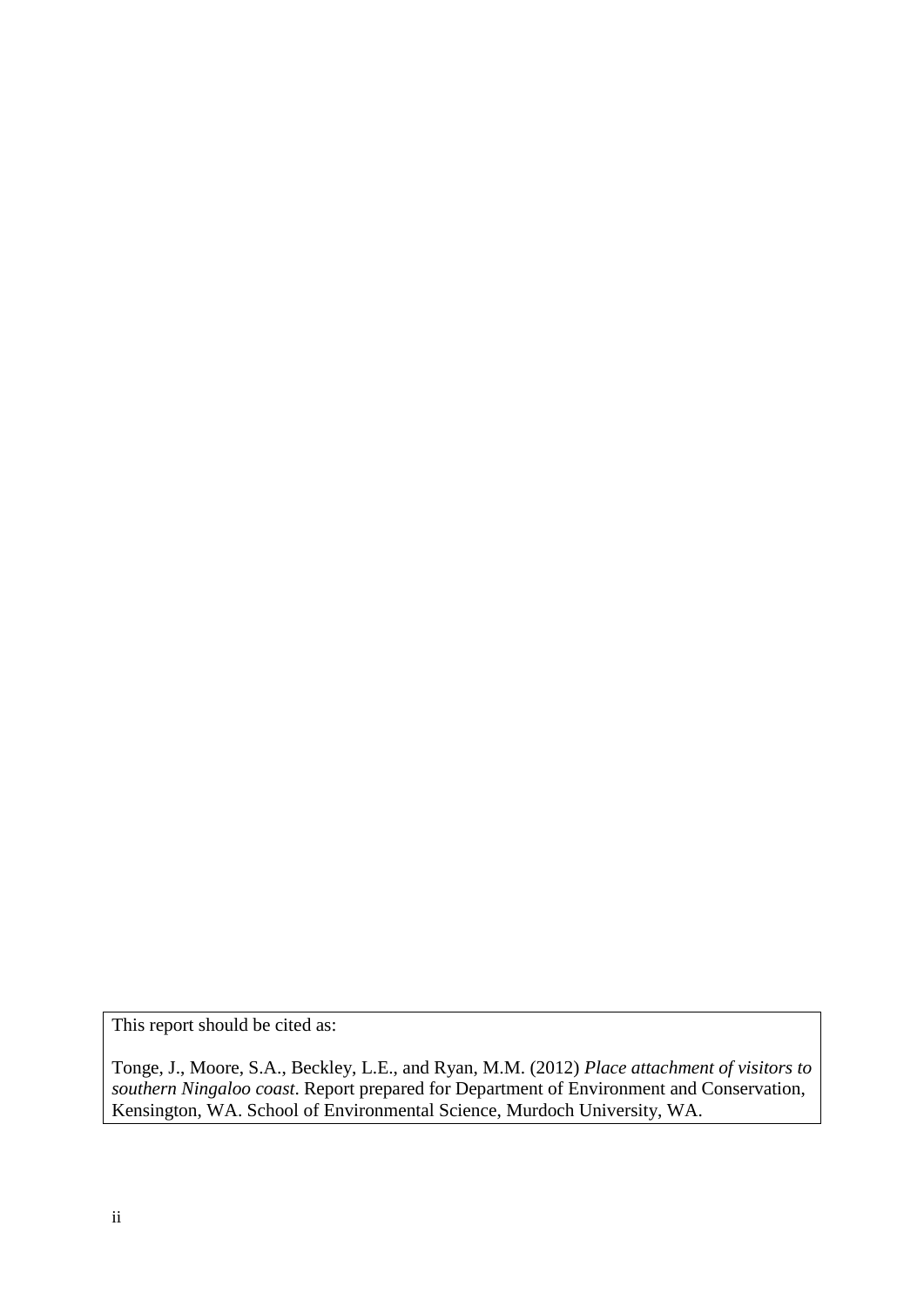This report should be cited as:

Tonge, J., Moore, S.A., Beckley, L.E., and Ryan, M.M. (2012) *Place attachment of visitors to southern Ningaloo coast*. Report prepared for Department of Environment and Conservation, Kensington, WA. School of Environmental Science, Murdoch University, WA.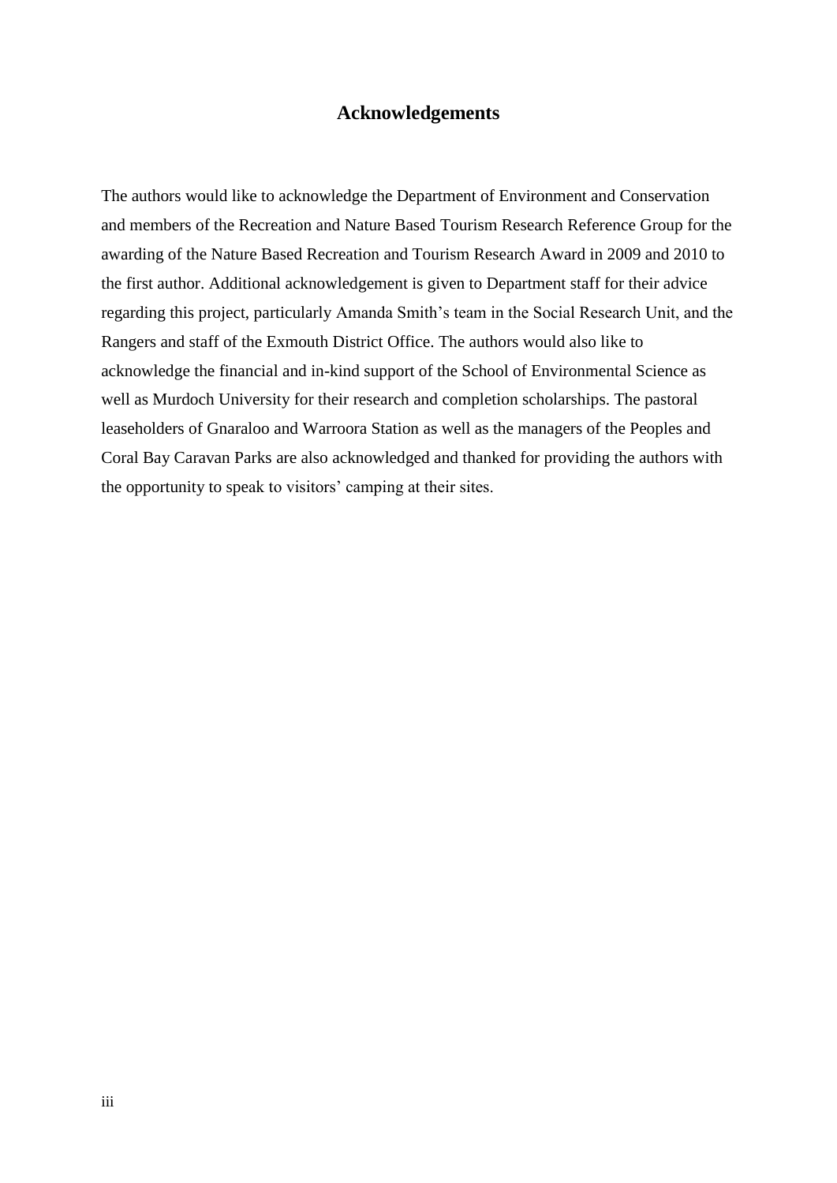# Acknowledgements

The authors would like to acknowledge the Department of Environment and Conservation and members of the Recreation and Nature Based Tourism Research Reference Group for the awarding of the Nature Based Recreation and Tourism Research Award in 2009 and 2010 to the first author. Additional acknowledgement is given to Department staff for their advice regarding this project, particularly Amanda Smith's team in the Social Research Unit, and the Rangers and staff of the Exmouth District Office. The authors would also like to acknowledge the financial and in-kind support of the School of Environmental Science as well as Murdoch University for their research and completion scholarships. The pastoral leaseholders of Gnaraloo and Warroora Station as well as the managers of the Peoples and Coral Bay Caravan Parks are also acknowledged and thanked for providing the authors with the opportunity to speak to visitors' camping at their sites.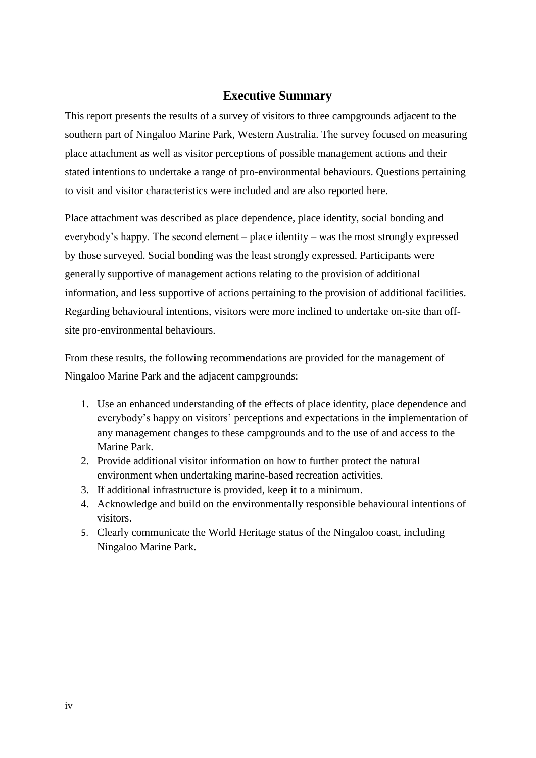# Executive Summary

This report presents the results of a survey of visitors to three campgrounds adjacent to the southern part of Ningaloo Marine Park, Western Australia. The survey focused on measuring place attachment as well as visitor perceptions of possible management actions and their stated intentions to undertake a range of pro-environmental behaviours. Questions pertaining to visit and visitor characteristics were included and are also reported here.

Place attachment was described as place dependence, place identity, social bonding and everybody's happy. The second element – place identity – was the most strongly expressed by those surveyed. Social bonding was the least strongly expressed. Participants were generally supportive of management actions relating to the provision of additional information, and less supportive of actions pertaining to the provision of additional facilities. Regarding behavioural intentions, visitors were more inclined to undertake on-site than off-site pro-environmental behaviours.

From these results, the following recommendations are provided for the management of Ningaloo Marine Park and the adjacent campgrounds:

1. Use an enhanced understanding of the effects of place identity, place dependence and everybody's happy on visitors' perceptions and expectations in the implementation of any management changes to these campgrounds and to the use of and access to the Marine Park.
2. Provide additional visitor information on how to further protect the natural environment when undertaking marine-based recreation activities.
3. If additional infrastructure is provided, keep it to a minimum.
4. Acknowledge and build on the environmentally responsible behavioural intentions of visitors.
5. Clearly communicate the World Heritage status of the Ningaloo coast, including Ningaloo Marine Park.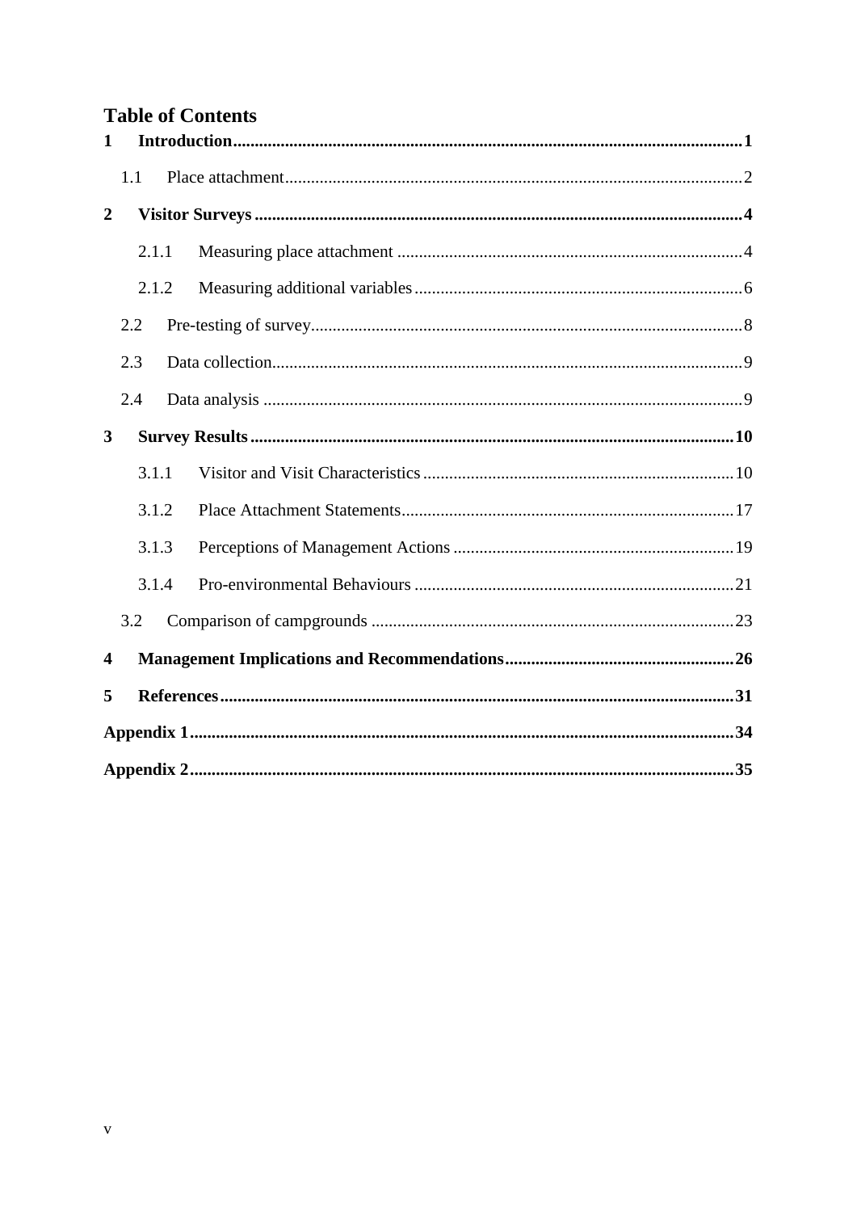# Table of Contents

**1 Introduction** .......... **1**

1.1 Place attachment .......... 2

**2 Visitor Surveys** .......... **4**

2.1.1 Measuring place attachment .......... 4

2.1.2 Measuring additional variables .......... 6

2.2 Pre-testing of survey .......... 8

2.3 Data collection .......... 9

2.4 Data analysis .......... 9

**3 Survey Results** .......... **10**

3.1.1 Visitor and Visit Characteristics .......... 10

3.1.2 Place Attachment Statements .......... 17

3.1.3 Perceptions of Management Actions .......... 19

3.1.4 Pro-environmental Behaviours .......... 21

3.2 Comparison of campgrounds .......... 23

**4 Management Implications and Recommendations** .......... **26**

**5 References** .......... **31**

**Appendix 1** .......... **34**

**Appendix 2** .......... **35**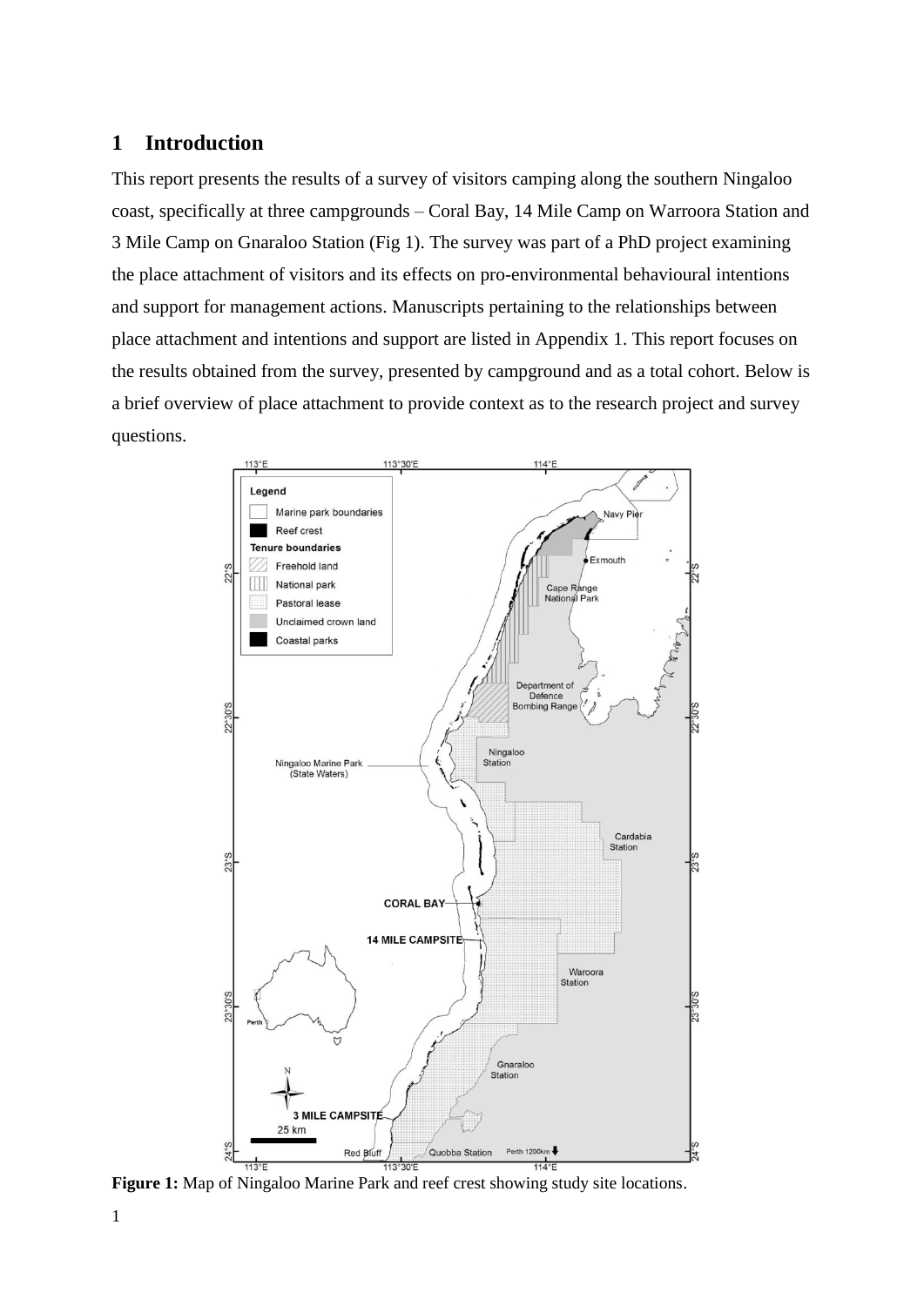# 1 Introduction

This report presents the results of a survey of visitors camping along the southern Ningaloo coast, specifically at three campgrounds – Coral Bay, 14 Mile Camp on Warroora Station and 3 Mile Camp on Gnaraloo Station (Fig 1). The survey was part of a PhD project examining the place attachment of visitors and its effects on pro-environmental behavioural intentions and support for management actions. Manuscripts pertaining to the relationships between place attachment and intentions and support are listed in Appendix 1. This report focuses on the results obtained from the survey, presented by campground and as a total cohort. Below is a brief overview of place attachment to provide context as to the research project and survey questions.

**Figure 1:** Map of Ningaloo Marine Park and reef crest showing study site locations.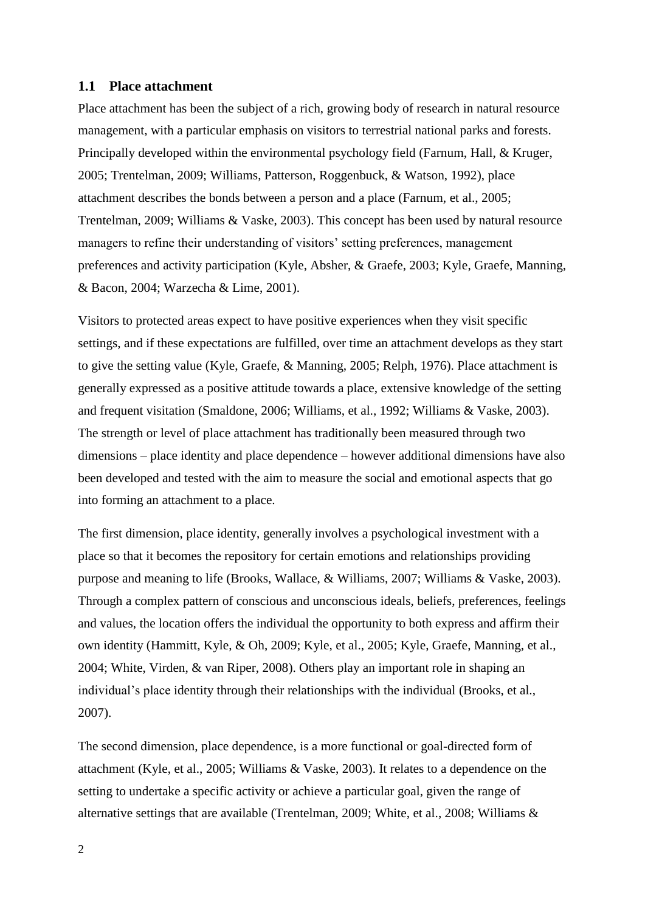## 1.1 Place attachment

Place attachment has been the subject of a rich, growing body of research in natural resource management, with a particular emphasis on visitors to terrestrial national parks and forests. Principally developed within the environmental psychology field (Farnum, Hall, & Kruger, 2005; Trentelman, 2009; Williams, Patterson, Roggenbuck, & Watson, 1992), place attachment describes the bonds between a person and a place (Farnum, et al., 2005; Trentelman, 2009; Williams & Vaske, 2003). This concept has been used by natural resource managers to refine their understanding of visitors' setting preferences, management preferences and activity participation (Kyle, Absher, & Graefe, 2003; Kyle, Graefe, Manning, & Bacon, 2004; Warzecha & Lime, 2001).

Visitors to protected areas expect to have positive experiences when they visit specific settings, and if these expectations are fulfilled, over time an attachment develops as they start to give the setting value (Kyle, Graefe, & Manning, 2005; Relph, 1976). Place attachment is generally expressed as a positive attitude towards a place, extensive knowledge of the setting and frequent visitation (Smaldone, 2006; Williams, et al., 1992; Williams & Vaske, 2003). The strength or level of place attachment has traditionally been measured through two dimensions – place identity and place dependence – however additional dimensions have also been developed and tested with the aim to measure the social and emotional aspects that go into forming an attachment to a place.

The first dimension, place identity, generally involves a psychological investment with a place so that it becomes the repository for certain emotions and relationships providing purpose and meaning to life (Brooks, Wallace, & Williams, 2007; Williams & Vaske, 2003). Through a complex pattern of conscious and unconscious ideals, beliefs, preferences, feelings and values, the location offers the individual the opportunity to both express and affirm their own identity (Hammitt, Kyle, & Oh, 2009; Kyle, et al., 2005; Kyle, Graefe, Manning, et al., 2004; White, Virden, & van Riper, 2008). Others play an important role in shaping an individual's place identity through their relationships with the individual (Brooks, et al., 2007).

The second dimension, place dependence, is a more functional or goal-directed form of attachment (Kyle, et al., 2005; Williams & Vaske, 2003). It relates to a dependence on the setting to undertake a specific activity or achieve a particular goal, given the range of alternative settings that are available (Trentelman, 2009; White, et al., 2008; Williams &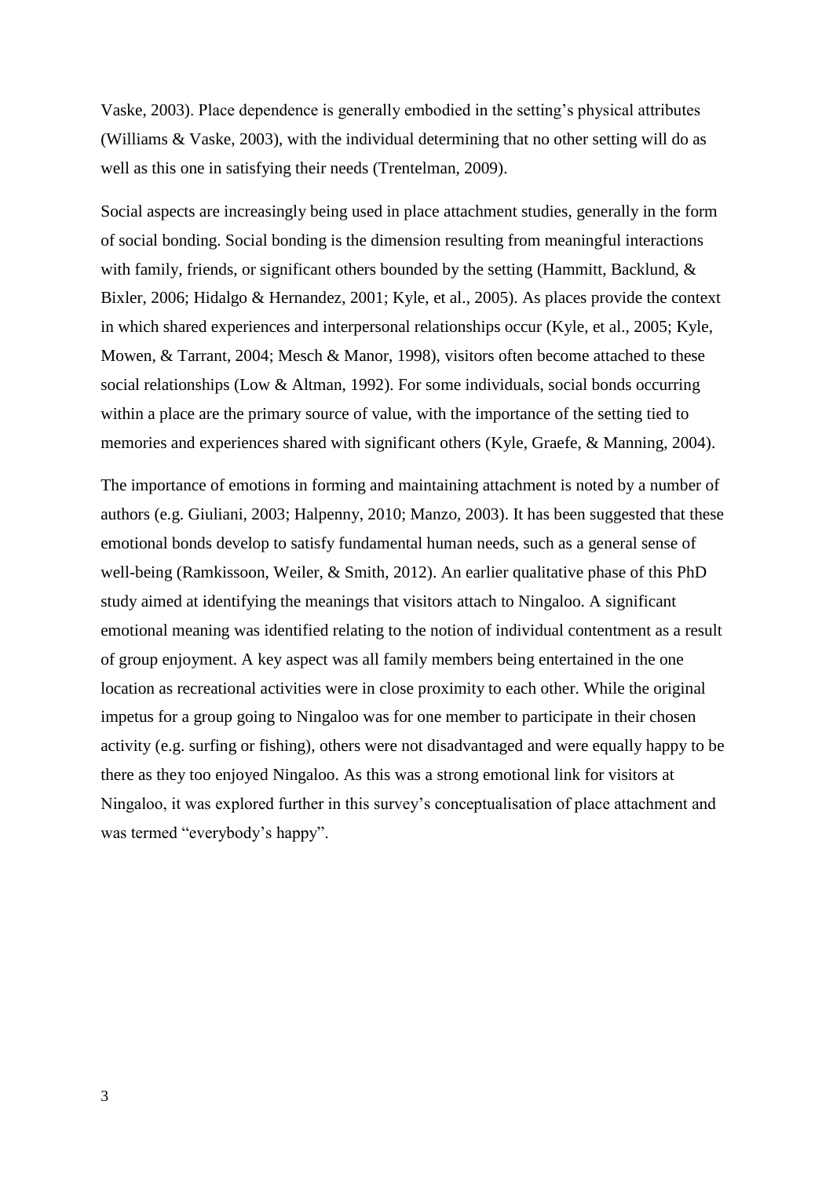Vaske, 2003). Place dependence is generally embodied in the setting's physical attributes (Williams & Vaske, 2003), with the individual determining that no other setting will do as well as this one in satisfying their needs (Trentelman, 2009).

Social aspects are increasingly being used in place attachment studies, generally in the form of social bonding. Social bonding is the dimension resulting from meaningful interactions with family, friends, or significant others bounded by the setting (Hammitt, Backlund, & Bixler, 2006; Hidalgo & Hernandez, 2001; Kyle, et al., 2005). As places provide the context in which shared experiences and interpersonal relationships occur (Kyle, et al., 2005; Kyle, Mowen, & Tarrant, 2004; Mesch & Manor, 1998), visitors often become attached to these social relationships (Low & Altman, 1992). For some individuals, social bonds occurring within a place are the primary source of value, with the importance of the setting tied to memories and experiences shared with significant others (Kyle, Graefe, & Manning, 2004).

The importance of emotions in forming and maintaining attachment is noted by a number of authors (e.g. Giuliani, 2003; Halpenny, 2010; Manzo, 2003). It has been suggested that these emotional bonds develop to satisfy fundamental human needs, such as a general sense of well-being (Ramkissoon, Weiler, & Smith, 2012). An earlier qualitative phase of this PhD study aimed at identifying the meanings that visitors attach to Ningaloo. A significant emotional meaning was identified relating to the notion of individual contentment as a result of group enjoyment. A key aspect was all family members being entertained in the one location as recreational activities were in close proximity to each other. While the original impetus for a group going to Ningaloo was for one member to participate in their chosen activity (e.g. surfing or fishing), others were not disadvantaged and were equally happy to be there as they too enjoyed Ningaloo. As this was a strong emotional link for visitors at Ningaloo, it was explored further in this survey's conceptualisation of place attachment and was termed "everybody's happy".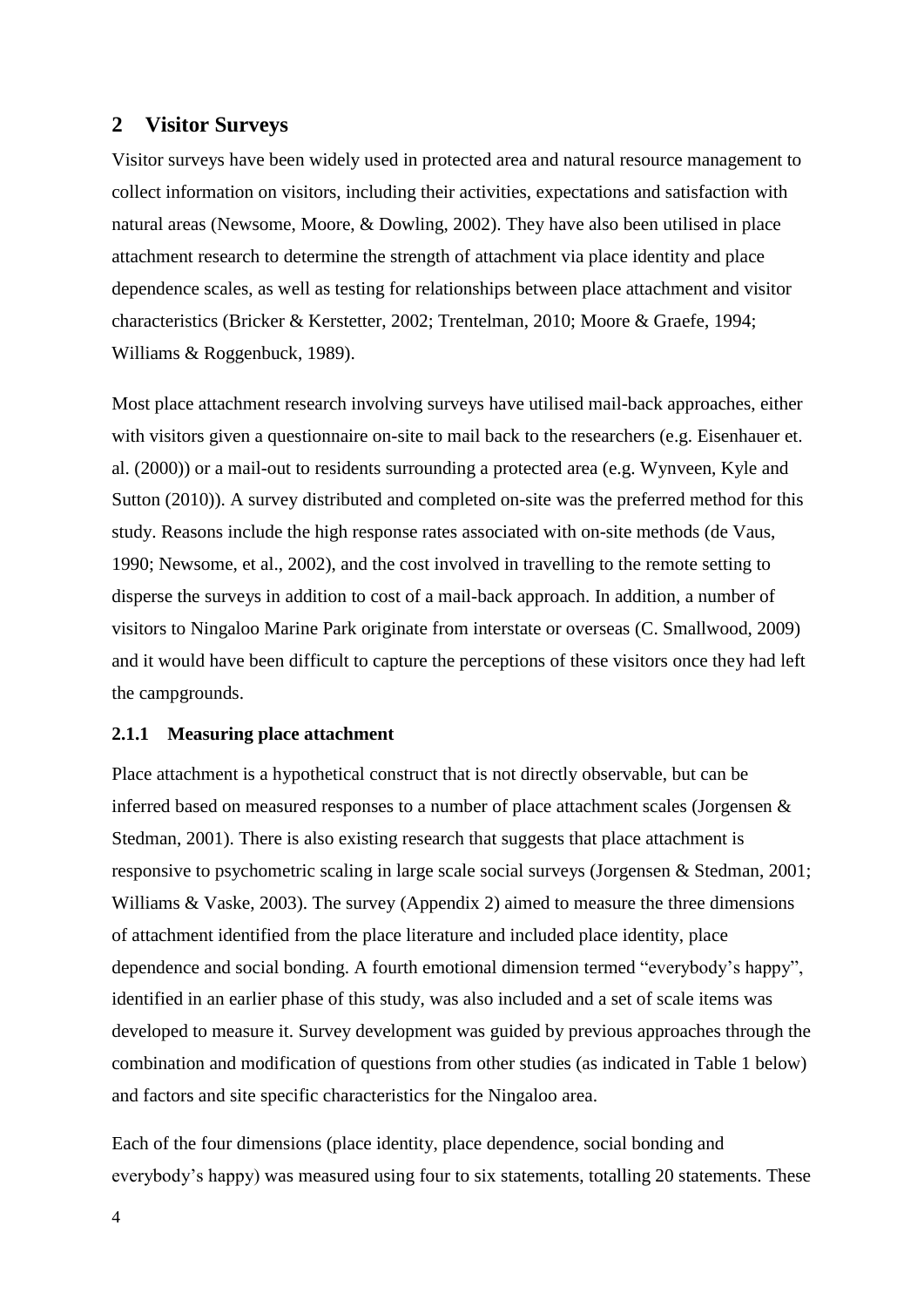## 2 Visitor Surveys

Visitor surveys have been widely used in protected area and natural resource management to collect information on visitors, including their activities, expectations and satisfaction with natural areas (Newsome, Moore, & Dowling, 2002). They have also been utilised in place attachment research to determine the strength of attachment via place identity and place dependence scales, as well as testing for relationships between place attachment and visitor characteristics (Bricker & Kerstetter, 2002; Trentelman, 2010; Moore & Graefe, 1994; Williams & Roggenbuck, 1989).

Most place attachment research involving surveys have utilised mail-back approaches, either with visitors given a questionnaire on-site to mail back to the researchers (e.g. Eisenhauer et. al. (2000)) or a mail-out to residents surrounding a protected area (e.g. Wynveen, Kyle and Sutton (2010)). A survey distributed and completed on-site was the preferred method for this study. Reasons include the high response rates associated with on-site methods (de Vaus, 1990; Newsome, et al., 2002), and the cost involved in travelling to the remote setting to disperse the surveys in addition to cost of a mail-back approach. In addition, a number of visitors to Ningaloo Marine Park originate from interstate or overseas (C. Smallwood, 2009) and it would have been difficult to capture the perceptions of these visitors once they had left the campgrounds.

### 2.1.1 Measuring place attachment

Place attachment is a hypothetical construct that is not directly observable, but can be inferred based on measured responses to a number of place attachment scales (Jorgensen & Stedman, 2001). There is also existing research that suggests that place attachment is responsive to psychometric scaling in large scale social surveys (Jorgensen & Stedman, 2001; Williams & Vaske, 2003). The survey (Appendix 2) aimed to measure the three dimensions of attachment identified from the place literature and included place identity, place dependence and social bonding. A fourth emotional dimension termed "everybody's happy", identified in an earlier phase of this study, was also included and a set of scale items was developed to measure it. Survey development was guided by previous approaches through the combination and modification of questions from other studies (as indicated in Table 1 below) and factors and site specific characteristics for the Ningaloo area.

Each of the four dimensions (place identity, place dependence, social bonding and everybody's happy) was measured using four to six statements, totalling 20 statements. These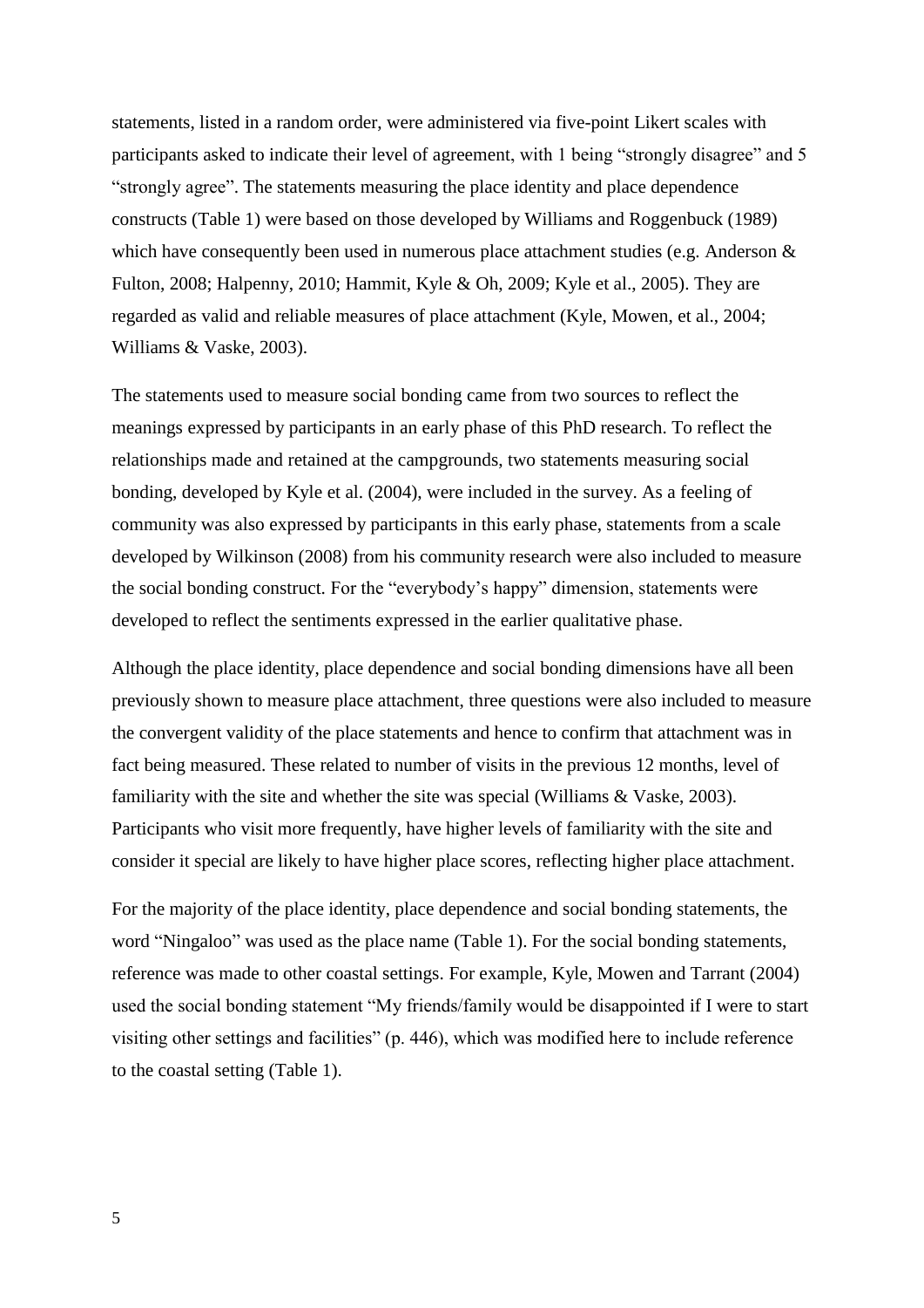statements, listed in a random order, were administered via five-point Likert scales with participants asked to indicate their level of agreement, with 1 being "strongly disagree" and 5 "strongly agree". The statements measuring the place identity and place dependence constructs (Table 1) were based on those developed by Williams and Roggenbuck (1989) which have consequently been used in numerous place attachment studies (e.g. Anderson & Fulton, 2008; Halpenny, 2010; Hammit, Kyle & Oh, 2009; Kyle et al., 2005). They are regarded as valid and reliable measures of place attachment (Kyle, Mowen, et al., 2004; Williams & Vaske, 2003).

The statements used to measure social bonding came from two sources to reflect the meanings expressed by participants in an early phase of this PhD research. To reflect the relationships made and retained at the campgrounds, two statements measuring social bonding, developed by Kyle et al. (2004), were included in the survey. As a feeling of community was also expressed by participants in this early phase, statements from a scale developed by Wilkinson (2008) from his community research were also included to measure the social bonding construct. For the "everybody's happy" dimension, statements were developed to reflect the sentiments expressed in the earlier qualitative phase.

Although the place identity, place dependence and social bonding dimensions have all been previously shown to measure place attachment, three questions were also included to measure the convergent validity of the place statements and hence to confirm that attachment was in fact being measured. These related to number of visits in the previous 12 months, level of familiarity with the site and whether the site was special (Williams & Vaske, 2003). Participants who visit more frequently, have higher levels of familiarity with the site and consider it special are likely to have higher place scores, reflecting higher place attachment.

For the majority of the place identity, place dependence and social bonding statements, the word "Ningaloo" was used as the place name (Table 1). For the social bonding statements, reference was made to other coastal settings. For example, Kyle, Mowen and Tarrant (2004) used the social bonding statement "My friends/family would be disappointed if I were to start visiting other settings and facilities" (p. 446), which was modified here to include reference to the coastal setting (Table 1).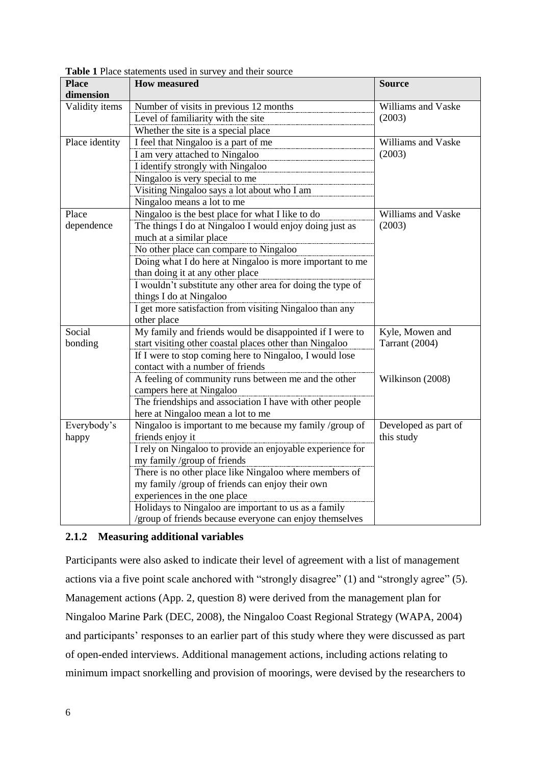**Table 1** Place statements used in survey and their source

| Place dimension | How measured | Source |
|---|---|---|
| Validity items | Number of visits in previous 12 months | Williams and Vaske (2003) |
| | Level of familiarity with the site | |
| | Whether the site is a special place | |
| Place identity | I feel that Ningaloo is a part of me | Williams and Vaske (2003) |
| | I am very attached to Ningaloo | |
| | I identify strongly with Ningaloo | |
| | Ningaloo is very special to me | |
| | Visiting Ningaloo says a lot about who I am | |
| | Ningaloo means a lot to me | |
| Place dependence | Ningaloo is the best place for what I like to do | Williams and Vaske (2003) |
| | The things I do at Ningaloo I would enjoy doing just as much at a similar place | |
| | No other place can compare to Ningaloo | |
| | Doing what I do here at Ningaloo is more important to me than doing it at any other place | |
| | I wouldn't substitute any other area for doing the type of things I do at Ningaloo | |
| | I get more satisfaction from visiting Ningaloo than any other place | |
| Social bonding | My family and friends would be disappointed if I were to start visiting other coastal places other than Ningaloo | Kyle, Mowen and Tarrant (2004) |
| | If I were to stop coming here to Ningaloo, I would lose contact with a number of friends | |
| | A feeling of community runs between me and the other campers here at Ningaloo | Wilkinson (2008) |
| | The friendships and association I have with other people here at Ningaloo mean a lot to me | |
| Everybody's happy | Ningaloo is important to me because my family /group of friends enjoy it | Developed as part of this study |
| | I rely on Ningaloo to provide an enjoyable experience for my family /group of friends | |
| | There is no other place like Ningaloo where members of my family /group of friends can enjoy their own experiences in the one place | |
| | Holidays to Ningaloo are important to us as a family /group of friends because everyone can enjoy themselves | |

### 2.1.2 Measuring additional variables

Participants were also asked to indicate their level of agreement with a list of management actions via a five point scale anchored with "strongly disagree" (1) and "strongly agree" (5). Management actions (App. 2, question 8) were derived from the management plan for Ningaloo Marine Park (DEC, 2008), the Ningaloo Coast Regional Strategy (WAPA, 2004) and participants' responses to an earlier part of this study where they were discussed as part of open-ended interviews. Additional management actions, including actions relating to minimum impact snorkelling and provision of moorings, were devised by the researchers to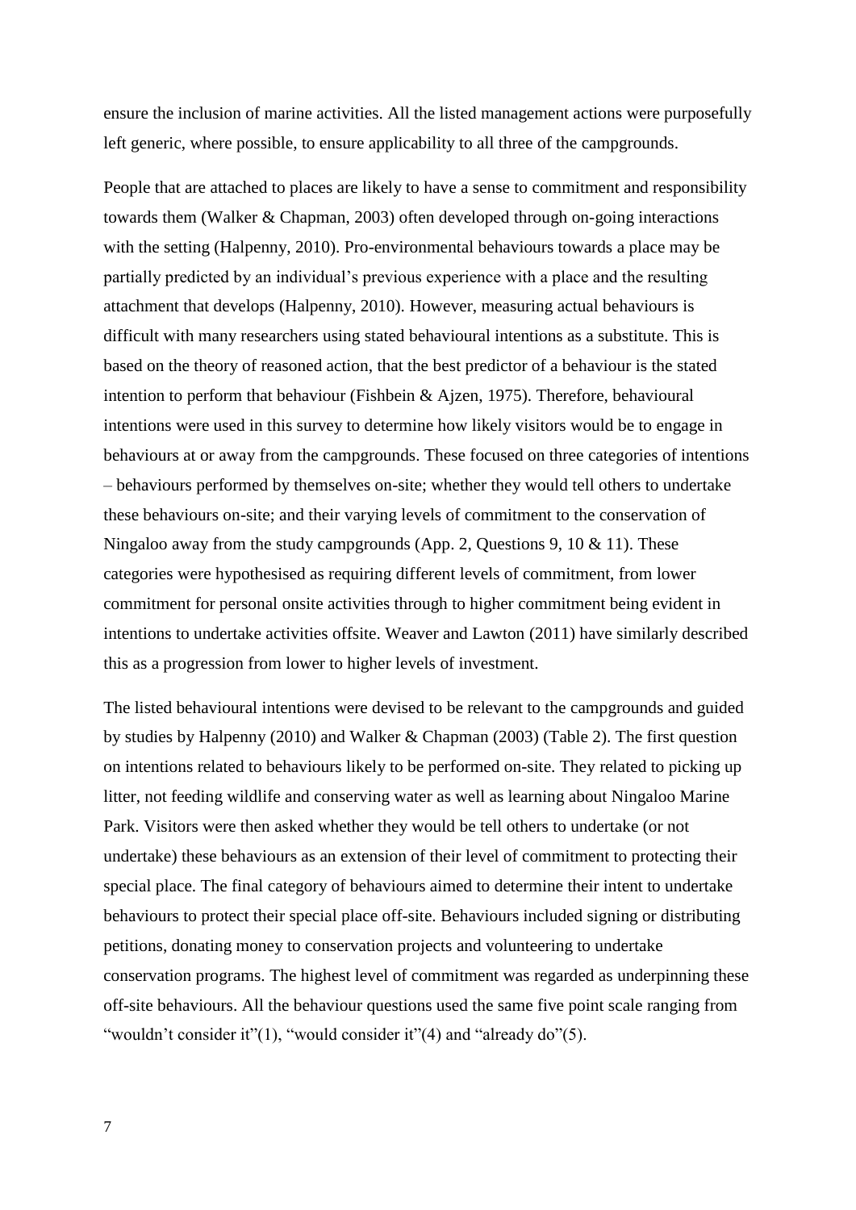ensure the inclusion of marine activities. All the listed management actions were purposefully left generic, where possible, to ensure applicability to all three of the campgrounds.

People that are attached to places are likely to have a sense to commitment and responsibility towards them (Walker & Chapman, 2003) often developed through on-going interactions with the setting (Halpenny, 2010). Pro-environmental behaviours towards a place may be partially predicted by an individual's previous experience with a place and the resulting attachment that develops (Halpenny, 2010). However, measuring actual behaviours is difficult with many researchers using stated behavioural intentions as a substitute. This is based on the theory of reasoned action, that the best predictor of a behaviour is the stated intention to perform that behaviour (Fishbein & Ajzen, 1975). Therefore, behavioural intentions were used in this survey to determine how likely visitors would be to engage in behaviours at or away from the campgrounds. These focused on three categories of intentions – behaviours performed by themselves on-site; whether they would tell others to undertake these behaviours on-site; and their varying levels of commitment to the conservation of Ningaloo away from the study campgrounds (App. 2, Questions 9, 10 & 11). These categories were hypothesised as requiring different levels of commitment, from lower commitment for personal onsite activities through to higher commitment being evident in intentions to undertake activities offsite. Weaver and Lawton (2011) have similarly described this as a progression from lower to higher levels of investment.

The listed behavioural intentions were devised to be relevant to the campgrounds and guided by studies by Halpenny (2010) and Walker & Chapman (2003) (Table 2). The first question on intentions related to behaviours likely to be performed on-site. They related to picking up litter, not feeding wildlife and conserving water as well as learning about Ningaloo Marine Park. Visitors were then asked whether they would be tell others to undertake (or not undertake) these behaviours as an extension of their level of commitment to protecting their special place. The final category of behaviours aimed to determine their intent to undertake behaviours to protect their special place off-site. Behaviours included signing or distributing petitions, donating money to conservation projects and volunteering to undertake conservation programs. The highest level of commitment was regarded as underpinning these off-site behaviours. All the behaviour questions used the same five point scale ranging from "wouldn't consider it"(1), "would consider it"(4) and "already do"(5).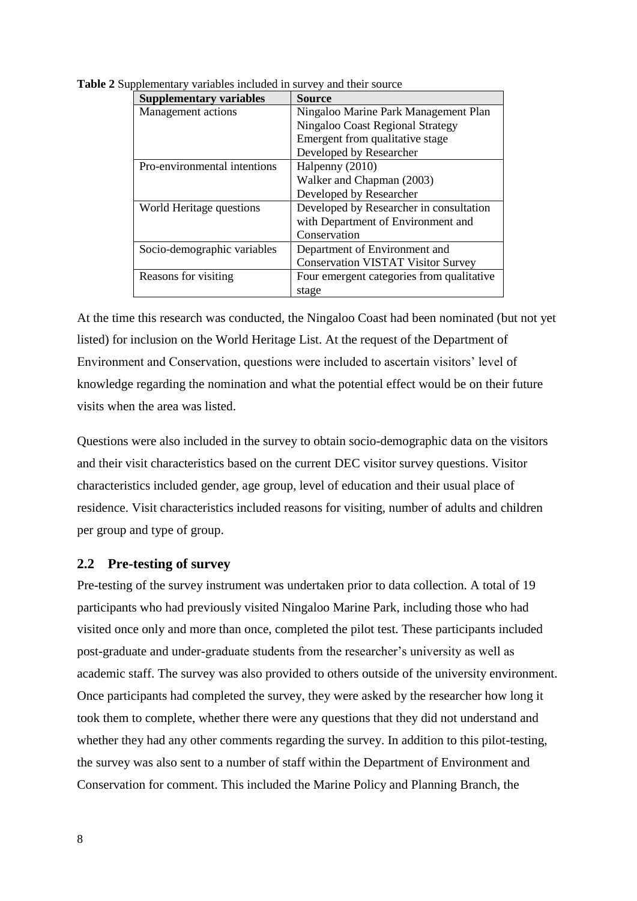**Table 2** Supplementary variables included in survey and their source

| Supplementary variables | Source |
| --- | --- |
| Management actions | Ningaloo Marine Park Management Plan<br>Ningaloo Coast Regional Strategy<br>Emergent from qualitative stage<br>Developed by Researcher |
| Pro-environmental intentions | Halpenny (2010)<br>Walker and Chapman (2003)<br>Developed by Researcher |
| World Heritage questions | Developed by Researcher in consultation with Department of Environment and Conservation |
| Socio-demographic variables | Department of Environment and Conservation VISTAT Visitor Survey |
| Reasons for visiting | Four emergent categories from qualitative stage |

At the time this research was conducted, the Ningaloo Coast had been nominated (but not yet listed) for inclusion on the World Heritage List. At the request of the Department of Environment and Conservation, questions were included to ascertain visitors' level of knowledge regarding the nomination and what the potential effect would be on their future visits when the area was listed.

Questions were also included in the survey to obtain socio-demographic data on the visitors and their visit characteristics based on the current DEC visitor survey questions. Visitor characteristics included gender, age group, level of education and their usual place of residence. Visit characteristics included reasons for visiting, number of adults and children per group and type of group.

## 2.2 Pre-testing of survey

Pre-testing of the survey instrument was undertaken prior to data collection. A total of 19 participants who had previously visited Ningaloo Marine Park, including those who had visited once only and more than once, completed the pilot test. These participants included post-graduate and under-graduate students from the researcher's university as well as academic staff. The survey was also provided to others outside of the university environment. Once participants had completed the survey, they were asked by the researcher how long it took them to complete, whether there were any questions that they did not understand and whether they had any other comments regarding the survey. In addition to this pilot-testing, the survey was also sent to a number of staff within the Department of Environment and Conservation for comment. This included the Marine Policy and Planning Branch, the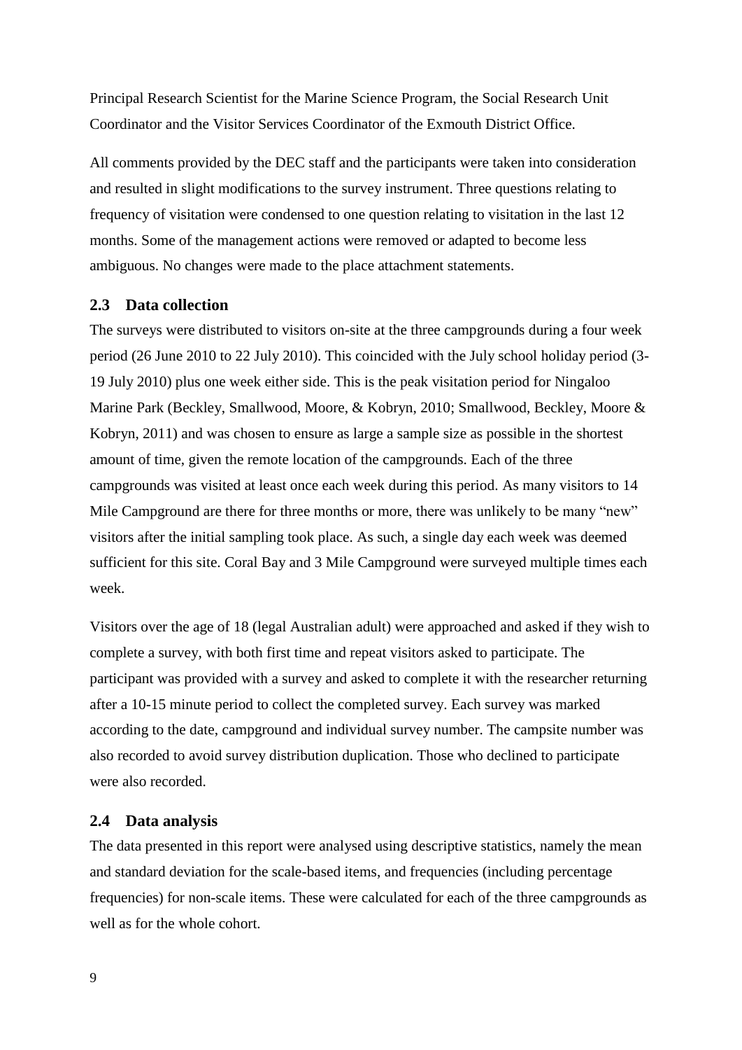Principal Research Scientist for the Marine Science Program, the Social Research Unit Coordinator and the Visitor Services Coordinator of the Exmouth District Office.

All comments provided by the DEC staff and the participants were taken into consideration and resulted in slight modifications to the survey instrument. Three questions relating to frequency of visitation were condensed to one question relating to visitation in the last 12 months. Some of the management actions were removed or adapted to become less ambiguous. No changes were made to the place attachment statements.

## 2.3 Data collection

The surveys were distributed to visitors on-site at the three campgrounds during a four week period (26 June 2010 to 22 July 2010). This coincided with the July school holiday period (3-19 July 2010) plus one week either side. This is the peak visitation period for Ningaloo Marine Park (Beckley, Smallwood, Moore, & Kobryn, 2010; Smallwood, Beckley, Moore & Kobryn, 2011) and was chosen to ensure as large a sample size as possible in the shortest amount of time, given the remote location of the campgrounds. Each of the three campgrounds was visited at least once each week during this period. As many visitors to 14 Mile Campground are there for three months or more, there was unlikely to be many "new" visitors after the initial sampling took place. As such, a single day each week was deemed sufficient for this site. Coral Bay and 3 Mile Campground were surveyed multiple times each week.

Visitors over the age of 18 (legal Australian adult) were approached and asked if they wish to complete a survey, with both first time and repeat visitors asked to participate. The participant was provided with a survey and asked to complete it with the researcher returning after a 10-15 minute period to collect the completed survey. Each survey was marked according to the date, campground and individual survey number. The campsite number was also recorded to avoid survey distribution duplication. Those who declined to participate were also recorded.

## 2.4 Data analysis

The data presented in this report were analysed using descriptive statistics, namely the mean and standard deviation for the scale-based items, and frequencies (including percentage frequencies) for non-scale items. These were calculated for each of the three campgrounds as well as for the whole cohort.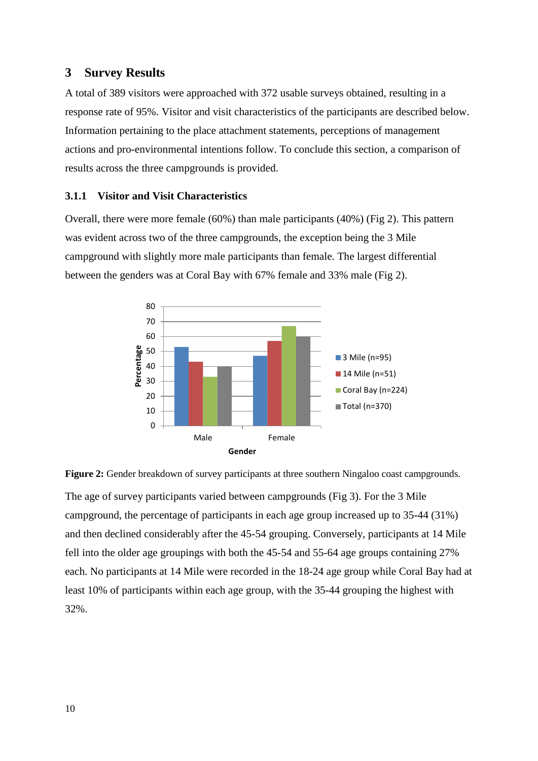# 3 Survey Results

A total of 389 visitors were approached with 372 usable surveys obtained, resulting in a response rate of 95%. Visitor and visit characteristics of the participants are described below. Information pertaining to the place attachment statements, perceptions of management actions and pro-environmental intentions follow. To conclude this section, a comparison of results across the three campgrounds is provided.

### 3.1.1 Visitor and Visit Characteristics

Overall, there were more female (60%) than male participants (40%) (Fig 2). This pattern was evident across two of the three campgrounds, the exception being the 3 Mile campground with slightly more male participants than female. The largest differential between the genders was at Coral Bay with 67% female and 33% male (Fig 2).

**Figure 2:** Gender breakdown of survey participants at three southern Ningaloo coast campgrounds.

The age of survey participants varied between campgrounds (Fig 3). For the 3 Mile campground, the percentage of participants in each age group increased up to 35-44 (31%) and then declined considerably after the 45-54 grouping. Conversely, participants at 14 Mile fell into the older age groupings with both the 45-54 and 55-64 age groups containing 27% each. No participants at 14 Mile were recorded in the 18-24 age group while Coral Bay had at least 10% of participants within each age group, with the 35-44 grouping the highest with 32%.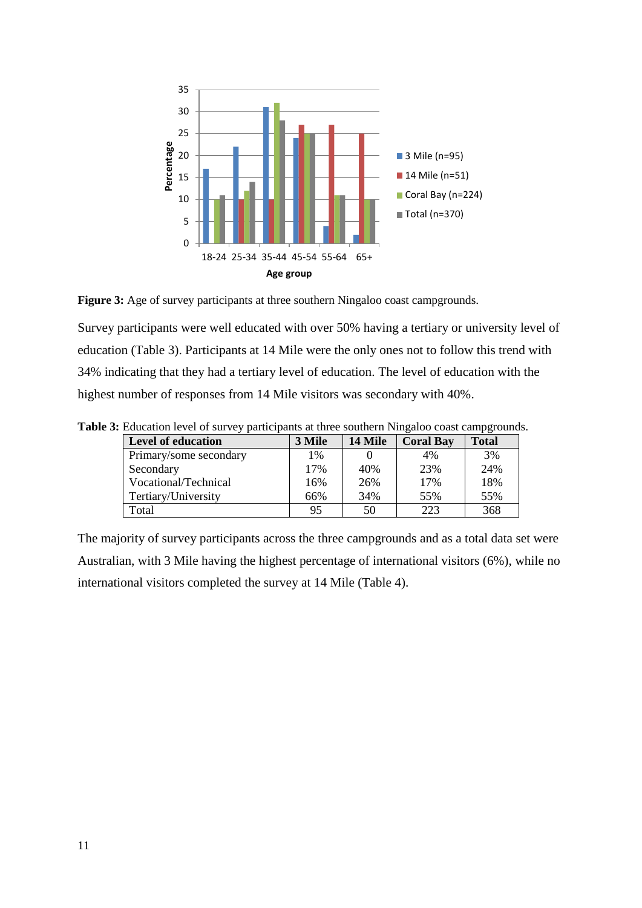**Figure 3:** Age of survey participants at three southern Ningaloo coast campgrounds.

Survey participants were well educated with over 50% having a tertiary or university level of education (Table 3). Participants at 14 Mile were the only ones not to follow this trend with 34% indicating that they had a tertiary level of education. The level of education with the highest number of responses from 14 Mile visitors was secondary with 40%.

**Table 3:** Education level of survey participants at three southern Ningaloo coast campgrounds.

| Level of education | 3 Mile | 14 Mile | Coral Bay | Total |
|---|---|---|---|---|
| Primary/some secondary | 1% | 0 | 4% | 3% |
| Secondary | 17% | 40% | 23% | 24% |
| Vocational/Technical | 16% | 26% | 17% | 18% |
| Tertiary/University | 66% | 34% | 55% | 55% |
| Total | 95 | 50 | 223 | 368 |

The majority of survey participants across the three campgrounds and as a total data set were Australian, with 3 Mile having the highest percentage of international visitors (6%), while no international visitors completed the survey at 14 Mile (Table 4).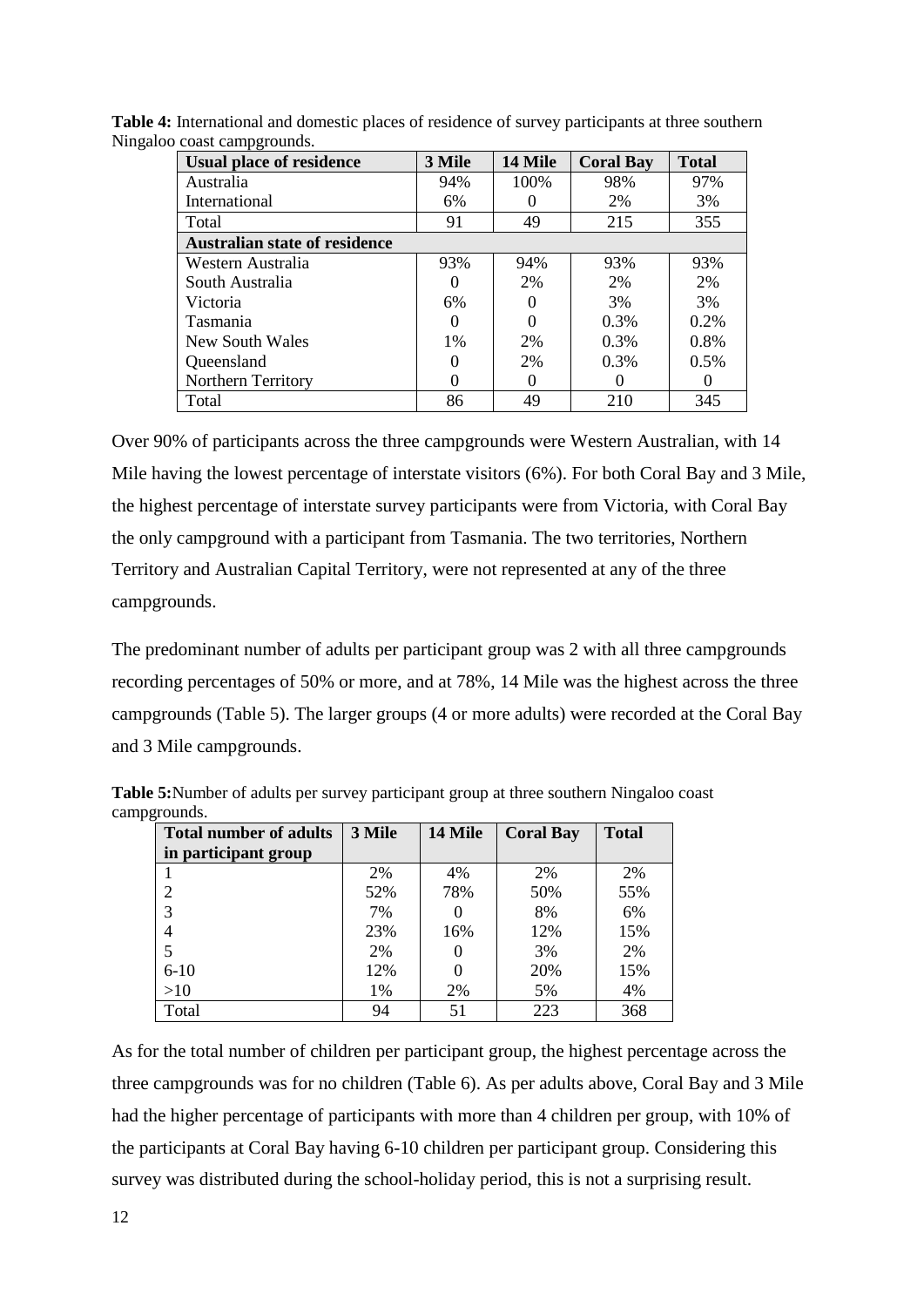**Table 4:** International and domestic places of residence of survey participants at three southern Ningaloo coast campgrounds.

| Usual place of residence | 3 Mile | 14 Mile | Coral Bay | Total |
|---|---|---|---|---|
| Australia | 94% | 100% | 98% | 97% |
| International | 6% | 0 | 2% | 3% |
| Total | 91 | 49 | 215 | 355 |
| **Australian state of residence** | | | | |
| Western Australia | 93% | 94% | 93% | 93% |
| South Australia | 0 | 2% | 2% | 2% |
| Victoria | 6% | 0 | 3% | 3% |
| Tasmania | 0 | 0 | 0.3% | 0.2% |
| New South Wales | 1% | 2% | 0.3% | 0.8% |
| Queensland | 0 | 2% | 0.3% | 0.5% |
| Northern Territory | 0 | 0 | 0 | 0 |
| Total | 86 | 49 | 210 | 345 |

Over 90% of participants across the three campgrounds were Western Australian, with 14 Mile having the lowest percentage of interstate visitors (6%). For both Coral Bay and 3 Mile, the highest percentage of interstate survey participants were from Victoria, with Coral Bay the only campground with a participant from Tasmania. The two territories, Northern Territory and Australian Capital Territory, were not represented at any of the three campgrounds.

The predominant number of adults per participant group was 2 with all three campgrounds recording percentages of 50% or more, and at 78%, 14 Mile was the highest across the three campgrounds (Table 5). The larger groups (4 or more adults) were recorded at the Coral Bay and 3 Mile campgrounds.

**Table 5:** Number of adults per survey participant group at three southern Ningaloo coast campgrounds.

| Total number of adults in participant group | 3 Mile | 14 Mile | Coral Bay | Total |
|---|---|---|---|---|
| 1 | 2% | 4% | 2% | 2% |
| 2 | 52% | 78% | 50% | 55% |
| 3 | 7% | 0 | 8% | 6% |
| 4 | 23% | 16% | 12% | 15% |
| 5 | 2% | 0 | 3% | 2% |
| 6-10 | 12% | 0 | 20% | 15% |
| >10 | 1% | 2% | 5% | 4% |
| Total | 94 | 51 | 223 | 368 |

As for the total number of children per participant group, the highest percentage across the three campgrounds was for no children (Table 6). As per adults above, Coral Bay and 3 Mile had the higher percentage of participants with more than 4 children per group, with 10% of the participants at Coral Bay having 6-10 children per participant group. Considering this survey was distributed during the school-holiday period, this is not a surprising result.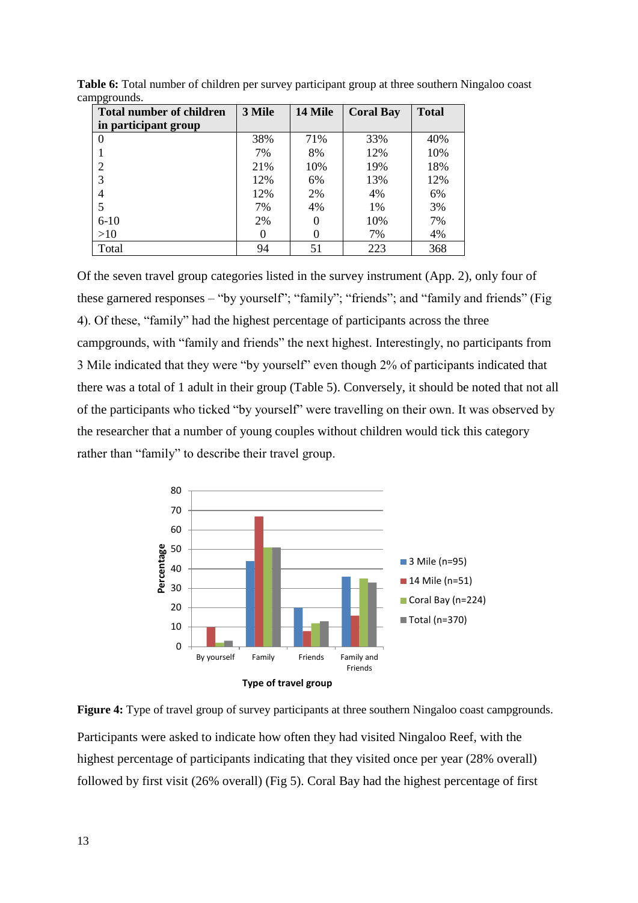**Table 6:** Total number of children per survey participant group at three southern Ningaloo coast campgrounds.

| Total number of children in participant group | 3 Mile | 14 Mile | Coral Bay | Total |
|---|---|---|---|---|
| 0 | 38% | 71% | 33% | 40% |
| 1 | 7% | 8% | 12% | 10% |
| 2 | 21% | 10% | 19% | 18% |
| 3 | 12% | 6% | 13% | 12% |
| 4 | 12% | 2% | 4% | 6% |
| 5 | 7% | 4% | 1% | 3% |
| 6-10 | 2% | 0 | 10% | 7% |
| >10 | 0 | 0 | 7% | 4% |
| Total | 94 | 51 | 223 | 368 |

Of the seven travel group categories listed in the survey instrument (App. 2), only four of these garnered responses – "by yourself"; "family"; "friends"; and "family and friends" (Fig 4). Of these, "family" had the highest percentage of participants across the three campgrounds, with "family and friends" the next highest. Interestingly, no participants from 3 Mile indicated that they were "by yourself" even though 2% of participants indicated that there was a total of 1 adult in their group (Table 5). Conversely, it should be noted that not all of the participants who ticked "by yourself" were travelling on their own. It was observed by the researcher that a number of young couples without children would tick this category rather than "family" to describe their travel group.

**Figure 4:** Type of travel group of survey participants at three southern Ningaloo coast campgrounds.

Participants were asked to indicate how often they had visited Ningaloo Reef, with the highest percentage of participants indicating that they visited once per year (28% overall) followed by first visit (26% overall) (Fig 5). Coral Bay had the highest percentage of first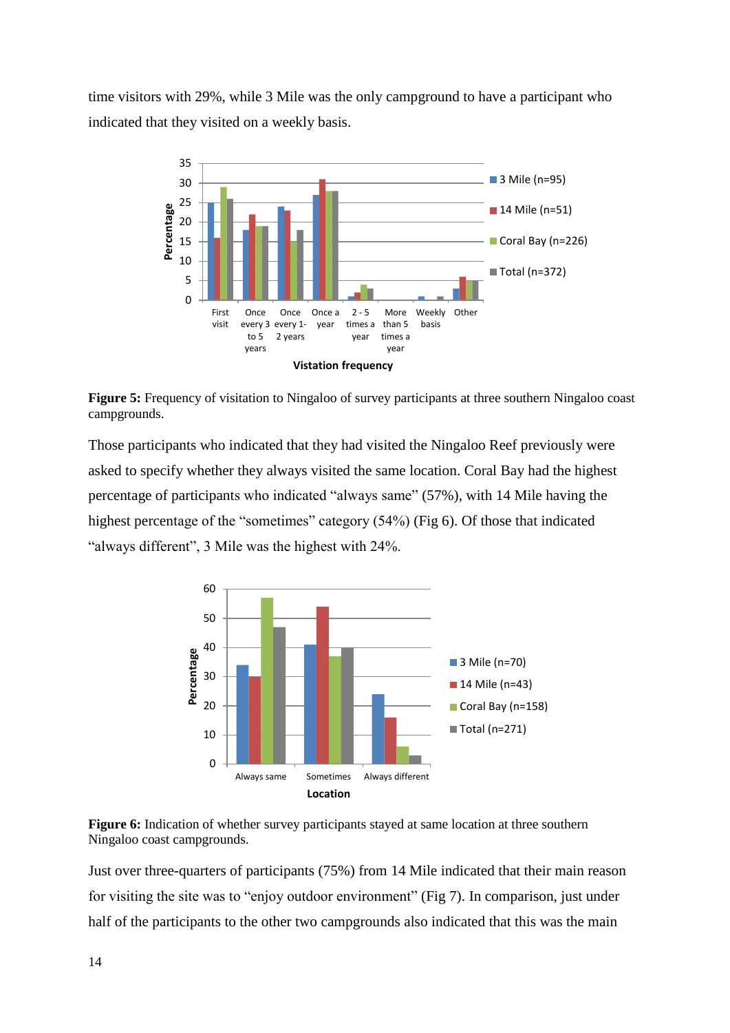time visitors with 29%, while 3 Mile was the only campground to have a participant who indicated that they visited on a weekly basis.

**Figure 5:** Frequency of visitation to Ningaloo of survey participants at three southern Ningaloo coast campgrounds.

Those participants who indicated that they had visited the Ningaloo Reef previously were asked to specify whether they always visited the same location. Coral Bay had the highest percentage of participants who indicated "always same" (57%), with 14 Mile having the highest percentage of the "sometimes" category (54%) (Fig 6). Of those that indicated "always different", 3 Mile was the highest with 24%.

**Figure 6:** Indication of whether survey participants stayed at same location at three southern Ningaloo coast campgrounds.

Just over three-quarters of participants (75%) from 14 Mile indicated that their main reason for visiting the site was to "enjoy outdoor environment" (Fig 7). In comparison, just under half of the participants to the other two campgrounds also indicated that this was the main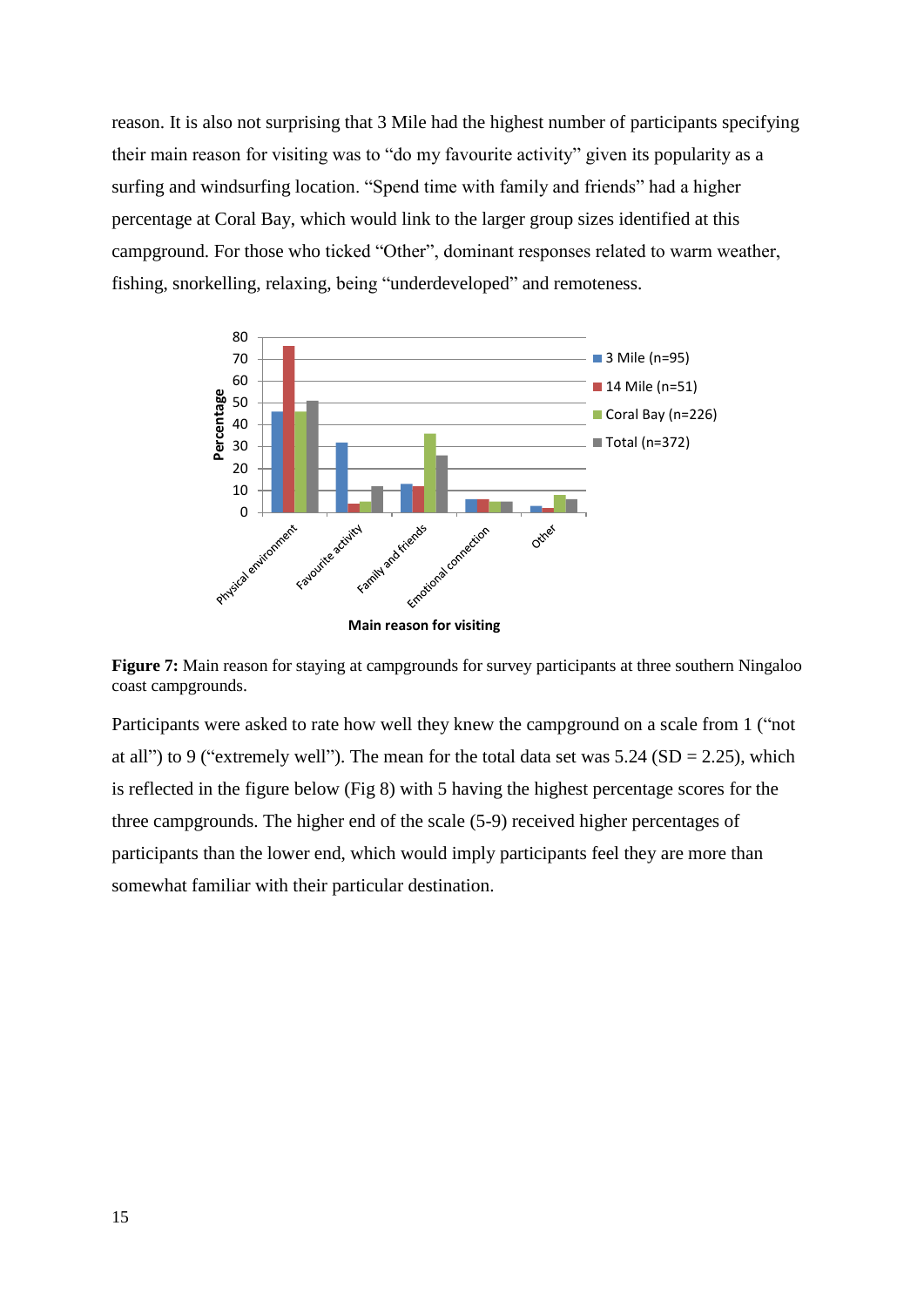reason. It is also not surprising that 3 Mile had the highest number of participants specifying their main reason for visiting was to "do my favourite activity" given its popularity as a surfing and windsurfing location. "Spend time with family and friends" had a higher percentage at Coral Bay, which would link to the larger group sizes identified at this campground. For those who ticked "Other", dominant responses related to warm weather, fishing, snorkelling, relaxing, being "underdeveloped" and remoteness.

**Figure 7:** Main reason for staying at campgrounds for survey participants at three southern Ningaloo coast campgrounds.

Participants were asked to rate how well they knew the campground on a scale from 1 ("not at all") to 9 ("extremely well"). The mean for the total data set was 5.24 (SD = 2.25), which is reflected in the figure below (Fig 8) with 5 having the highest percentage scores for the three campgrounds. The higher end of the scale (5-9) received higher percentages of participants than the lower end, which would imply participants feel they are more than somewhat familiar with their particular destination.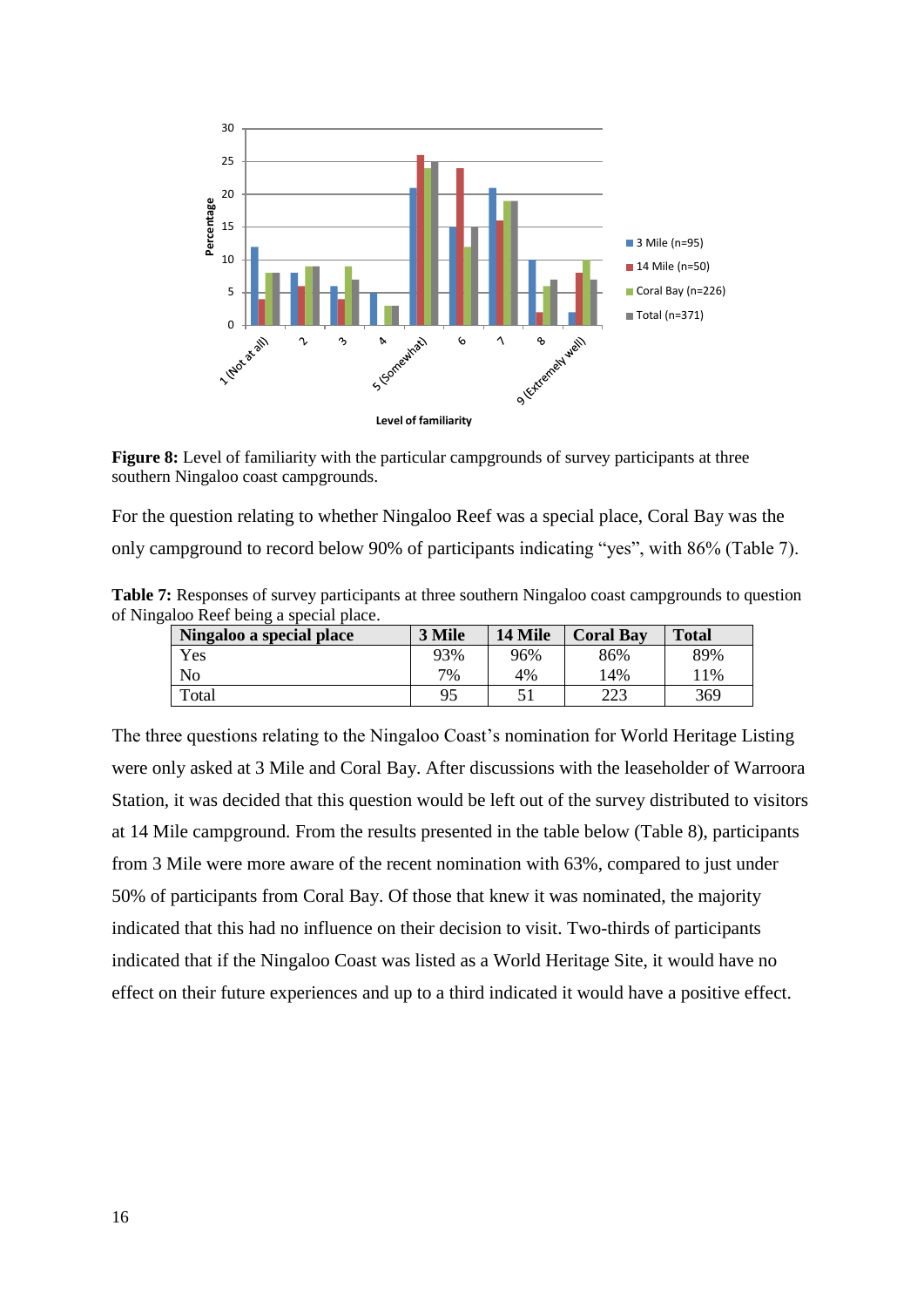**Figure 8:** Level of familiarity with the particular campgrounds of survey participants at three southern Ningaloo coast campgrounds.

For the question relating to whether Ningaloo Reef was a special place, Coral Bay was the only campground to record below 90% of participants indicating "yes", with 86% (Table 7).

**Table 7:** Responses of survey participants at three southern Ningaloo coast campgrounds to question of Ningaloo Reef being a special place.

| Ningaloo a special place | 3 Mile | 14 Mile | Coral Bay | Total |
|---|---|---|---|---|
| Yes | 93% | 96% | 86% | 89% |
| No | 7% | 4% | 14% | 11% |
| Total | 95 | 51 | 223 | 369 |

The three questions relating to the Ningaloo Coast's nomination for World Heritage Listing were only asked at 3 Mile and Coral Bay. After discussions with the leaseholder of Warroora Station, it was decided that this question would be left out of the survey distributed to visitors at 14 Mile campground. From the results presented in the table below (Table 8), participants from 3 Mile were more aware of the recent nomination with 63%, compared to just under 50% of participants from Coral Bay. Of those that knew it was nominated, the majority indicated that this had no influence on their decision to visit. Two-thirds of participants indicated that if the Ningaloo Coast was listed as a World Heritage Site, it would have no effect on their future experiences and up to a third indicated it would have a positive effect.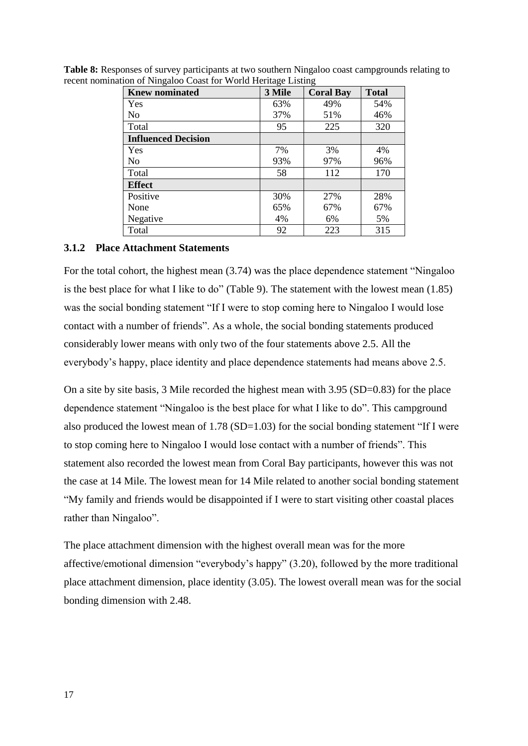**Table 8:** Responses of survey participants at two southern Ningaloo coast campgrounds relating to recent nomination of Ningaloo Coast for World Heritage Listing

| **Knew nominated** | **3 Mile** | **Coral Bay** | **Total** |
|---|---|---|---|
| Yes | 63% | 49% | 54% |
| No | 37% | 51% | 46% |
| Total | 95 | 225 | 320 |
| **Influenced Decision** | | | |
| Yes | 7% | 3% | 4% |
| No | 93% | 97% | 96% |
| Total | 58 | 112 | 170 |
| **Effect** | | | |
| Positive | 30% | 27% | 28% |
| None | 65% | 67% | 67% |
| Negative | 4% | 6% | 5% |
| Total | 92 | 223 | 315 |

### 3.1.2 Place Attachment Statements

For the total cohort, the highest mean (3.74) was the place dependence statement "Ningaloo is the best place for what I like to do" (Table 9). The statement with the lowest mean (1.85) was the social bonding statement "If I were to stop coming here to Ningaloo I would lose contact with a number of friends". As a whole, the social bonding statements produced considerably lower means with only two of the four statements above 2.5. All the everybody's happy, place identity and place dependence statements had means above 2.5.

On a site by site basis, 3 Mile recorded the highest mean with 3.95 (SD=0.83) for the place dependence statement "Ningaloo is the best place for what I like to do". This campground also produced the lowest mean of 1.78 (SD=1.03) for the social bonding statement "If I were to stop coming here to Ningaloo I would lose contact with a number of friends". This statement also recorded the lowest mean from Coral Bay participants, however this was not the case at 14 Mile. The lowest mean for 14 Mile related to another social bonding statement "My family and friends would be disappointed if I were to start visiting other coastal places rather than Ningaloo".

The place attachment dimension with the highest overall mean was for the more affective/emotional dimension "everybody's happy" (3.20), followed by the more traditional place attachment dimension, place identity (3.05). The lowest overall mean was for the social bonding dimension with 2.48.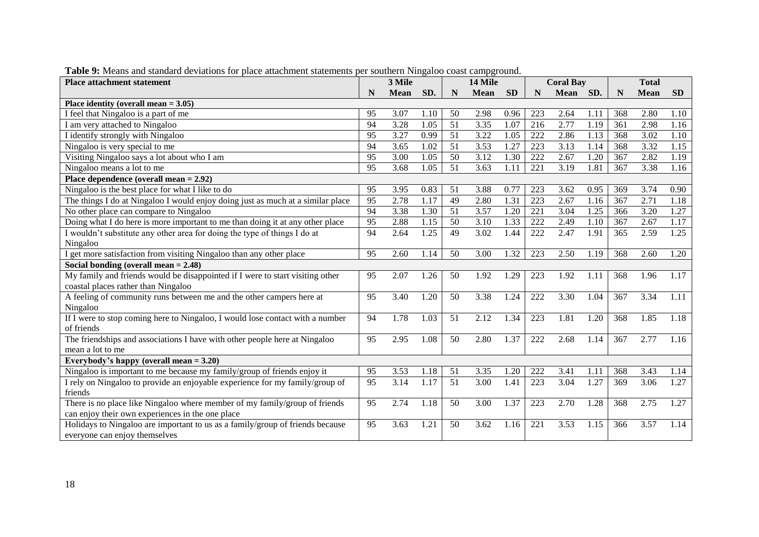**Table 9:** Means and standard deviations for place attachment statements per southern Ningaloo coast campground.

| Place attachment statement | 3 Mile | | | 14 Mile | | | Coral Bay | | | Total | | |
|---|---|---|---|---|---|---|---|---|---|---|---|---|
| | N | Mean | SD. | N | Mean | SD | N | Mean | SD. | N | Mean | SD |
| **Place identity (overall mean = 3.05)** | | | | | | | | | | | | |
| I feel that Ningaloo is a part of me | 95 | 3.07 | 1.10 | 50 | 2.98 | 0.96 | 223 | 2.64 | 1.11 | 368 | 2.80 | 1.10 |
| I am very attached to Ningaloo | 94 | 3.28 | 1.05 | 51 | 3.35 | 1.07 | 216 | 2.77 | 1.19 | 361 | 2.98 | 1.16 |
| I identify strongly with Ningaloo | 95 | 3.27 | 0.99 | 51 | 3.22 | 1.05 | 222 | 2.86 | 1.13 | 368 | 3.02 | 1.10 |
| Ningaloo is very special to me | 94 | 3.65 | 1.02 | 51 | 3.53 | 1.27 | 223 | 3.13 | 1.14 | 368 | 3.32 | 1.15 |
| Visiting Ningaloo says a lot about who I am | 95 | 3.00 | 1.05 | 50 | 3.12 | 1.30 | 222 | 2.67 | 1.20 | 367 | 2.82 | 1.19 |
| Ningaloo means a lot to me | 95 | 3.68 | 1.05 | 51 | 3.63 | 1.11 | 221 | 3.19 | 1.81 | 367 | 3.38 | 1.16 |
| **Place dependence (overall mean = 2.92)** | | | | | | | | | | | | |
| Ningaloo is the best place for what I like to do | 95 | 3.95 | 0.83 | 51 | 3.88 | 0.77 | 223 | 3.62 | 0.95 | 369 | 3.74 | 0.90 |
| The things I do at Ningaloo I would enjoy doing just as much at a similar place | 95 | 2.78 | 1.17 | 49 | 2.80 | 1.31 | 223 | 2.67 | 1.16 | 367 | 2.71 | 1.18 |
| No other place can compare to Ningaloo | 94 | 3.38 | 1.30 | 51 | 3.57 | 1.20 | 221 | 3.04 | 1.25 | 366 | 3.20 | 1.27 |
| Doing what I do here is more important to me than doing it at any other place | 95 | 2.88 | 1.15 | 50 | 3.10 | 1.33 | 222 | 2.49 | 1.10 | 367 | 2.67 | 1.17 |
| I wouldn't substitute any other area for doing the type of things I do at Ningaloo | 94 | 2.64 | 1.25 | 49 | 3.02 | 1.44 | 222 | 2.47 | 1.91 | 365 | 2.59 | 1.25 |
| I get more satisfaction from visiting Ningaloo than any other place | 95 | 2.60 | 1.14 | 50 | 3.00 | 1.32 | 223 | 2.50 | 1.19 | 368 | 2.60 | 1.20 |
| **Social bonding (overall mean = 2.48)** | | | | | | | | | | | | |
| My family and friends would be disappointed if I were to start visiting other coastal places rather than Ningaloo | 95 | 2.07 | 1.26 | 50 | 1.92 | 1.29 | 223 | 1.92 | 1.11 | 368 | 1.96 | 1.17 |
| A feeling of community runs between me and the other campers here at Ningaloo | 95 | 3.40 | 1.20 | 50 | 3.38 | 1.24 | 222 | 3.30 | 1.04 | 367 | 3.34 | 1.11 |
| If I were to stop coming here to Ningaloo, I would lose contact with a number of friends | 94 | 1.78 | 1.03 | 51 | 2.12 | 1.34 | 223 | 1.81 | 1.20 | 368 | 1.85 | 1.18 |
| The friendships and associations I have with other people here at Ningaloo mean a lot to me | 95 | 2.95 | 1.08 | 50 | 2.80 | 1.37 | 222 | 2.68 | 1.14 | 367 | 2.77 | 1.16 |
| **Everybody's happy (overall mean = 3.20)** | | | | | | | | | | | | |
| Ningaloo is important to me because my family/group of friends enjoy it | 95 | 3.53 | 1.18 | 51 | 3.35 | 1.20 | 222 | 3.41 | 1.11 | 368 | 3.43 | 1.14 |
| I rely on Ningaloo to provide an enjoyable experience for my family/group of friends | 95 | 3.14 | 1.17 | 51 | 3.00 | 1.41 | 223 | 3.04 | 1.27 | 369 | 3.06 | 1.27 |
| There is no place like Ningaloo where member of my family/group of friends can enjoy their own experiences in the one place | 95 | 2.74 | 1.18 | 50 | 3.00 | 1.37 | 223 | 2.70 | 1.28 | 368 | 2.75 | 1.27 |
| Holidays to Ningaloo are important to us as a family/group of friends because everyone can enjoy themselves | 95 | 3.63 | 1.21 | 50 | 3.62 | 1.16 | 221 | 3.53 | 1.15 | 366 | 3.57 | 1.14 |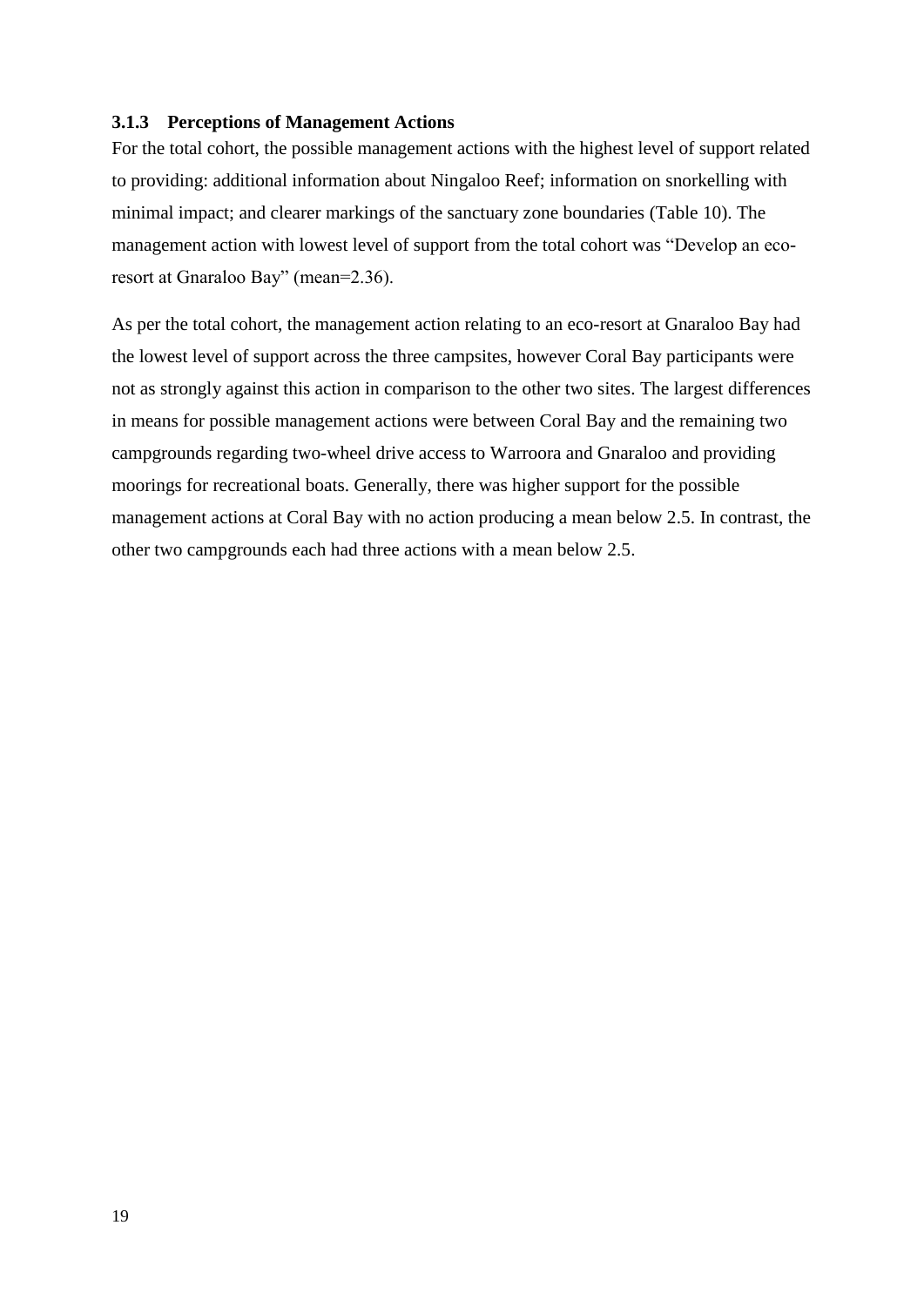### 3.1.3 Perceptions of Management Actions

For the total cohort, the possible management actions with the highest level of support related to providing: additional information about Ningaloo Reef; information on snorkelling with minimal impact; and clearer markings of the sanctuary zone boundaries (Table 10). The management action with lowest level of support from the total cohort was "Develop an eco-resort at Gnaraloo Bay" (mean=2.36).

As per the total cohort, the management action relating to an eco-resort at Gnaraloo Bay had the lowest level of support across the three campsites, however Coral Bay participants were not as strongly against this action in comparison to the other two sites. The largest differences in means for possible management actions were between Coral Bay and the remaining two campgrounds regarding two-wheel drive access to Warroora and Gnaraloo and providing moorings for recreational boats. Generally, there was higher support for the possible management actions at Coral Bay with no action producing a mean below 2.5. In contrast, the other two campgrounds each had three actions with a mean below 2.5.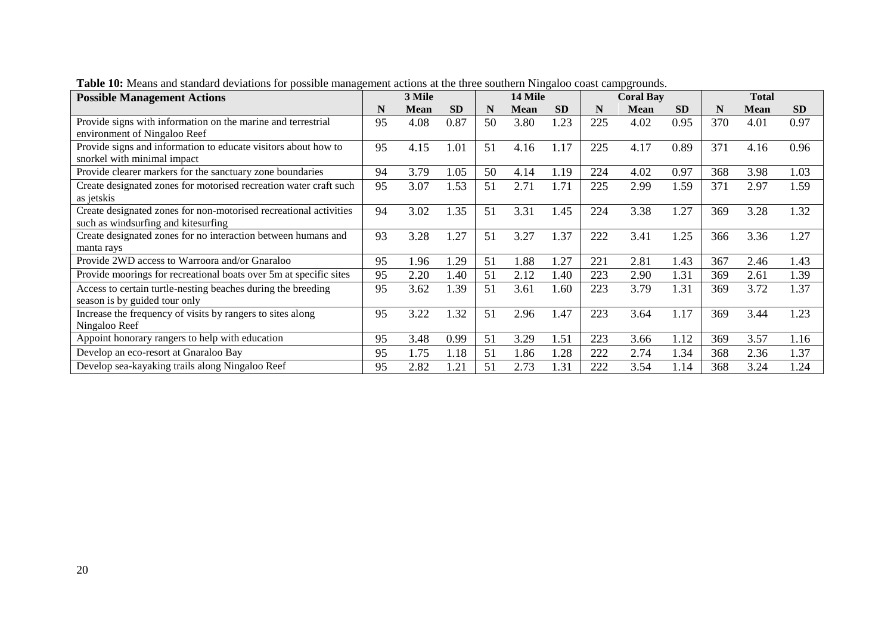**Table 10:** Means and standard deviations for possible management actions at the three southern Ningaloo coast campgrounds.

| Possible Management Actions | 3 Mile | | | 14 Mile | | | Coral Bay | | | Total | | |
|---|---|---|---|---|---|---|---|---|---|---|---|---|
| | N | Mean | SD | N | Mean | SD | N | Mean | SD | N | Mean | SD |
| Provide signs with information on the marine and terrestrial environment of Ningaloo Reef | 95 | 4.08 | 0.87 | 50 | 3.80 | 1.23 | 225 | 4.02 | 0.95 | 370 | 4.01 | 0.97 |
| Provide signs and information to educate visitors about how to snorkel with minimal impact | 95 | 4.15 | 1.01 | 51 | 4.16 | 1.17 | 225 | 4.17 | 0.89 | 371 | 4.16 | 0.96 |
| Provide clearer markers for the sanctuary zone boundaries | 94 | 3.79 | 1.05 | 50 | 4.14 | 1.19 | 224 | 4.02 | 0.97 | 368 | 3.98 | 1.03 |
| Create designated zones for motorised recreation water craft such as jetskis | 95 | 3.07 | 1.53 | 51 | 2.71 | 1.71 | 225 | 2.99 | 1.59 | 371 | 2.97 | 1.59 |
| Create designated zones for non-motorised recreational activities such as windsurfing and kitesurfing | 94 | 3.02 | 1.35 | 51 | 3.31 | 1.45 | 224 | 3.38 | 1.27 | 369 | 3.28 | 1.32 |
| Create designated zones for no interaction between humans and manta rays | 93 | 3.28 | 1.27 | 51 | 3.27 | 1.37 | 222 | 3.41 | 1.25 | 366 | 3.36 | 1.27 |
| Provide 2WD access to Warroora and/or Gnaraloo | 95 | 1.96 | 1.29 | 51 | 1.88 | 1.27 | 221 | 2.81 | 1.43 | 367 | 2.46 | 1.43 |
| Provide moorings for recreational boats over 5m at specific sites | 95 | 2.20 | 1.40 | 51 | 2.12 | 1.40 | 223 | 2.90 | 1.31 | 369 | 2.61 | 1.39 |
| Access to certain turtle-nesting beaches during the breeding season is by guided tour only | 95 | 3.62 | 1.39 | 51 | 3.61 | 1.60 | 223 | 3.79 | 1.31 | 369 | 3.72 | 1.37 |
| Increase the frequency of visits by rangers to sites along Ningaloo Reef | 95 | 3.22 | 1.32 | 51 | 2.96 | 1.47 | 223 | 3.64 | 1.17 | 369 | 3.44 | 1.23 |
| Appoint honorary rangers to help with education | 95 | 3.48 | 0.99 | 51 | 3.29 | 1.51 | 223 | 3.66 | 1.12 | 369 | 3.57 | 1.16 |
| Develop an eco-resort at Gnaraloo Bay | 95 | 1.75 | 1.18 | 51 | 1.86 | 1.28 | 222 | 2.74 | 1.34 | 368 | 2.36 | 1.37 |
| Develop sea-kayaking trails along Ningaloo Reef | 95 | 2.82 | 1.21 | 51 | 2.73 | 1.31 | 222 | 3.54 | 1.14 | 368 | 3.24 | 1.24 |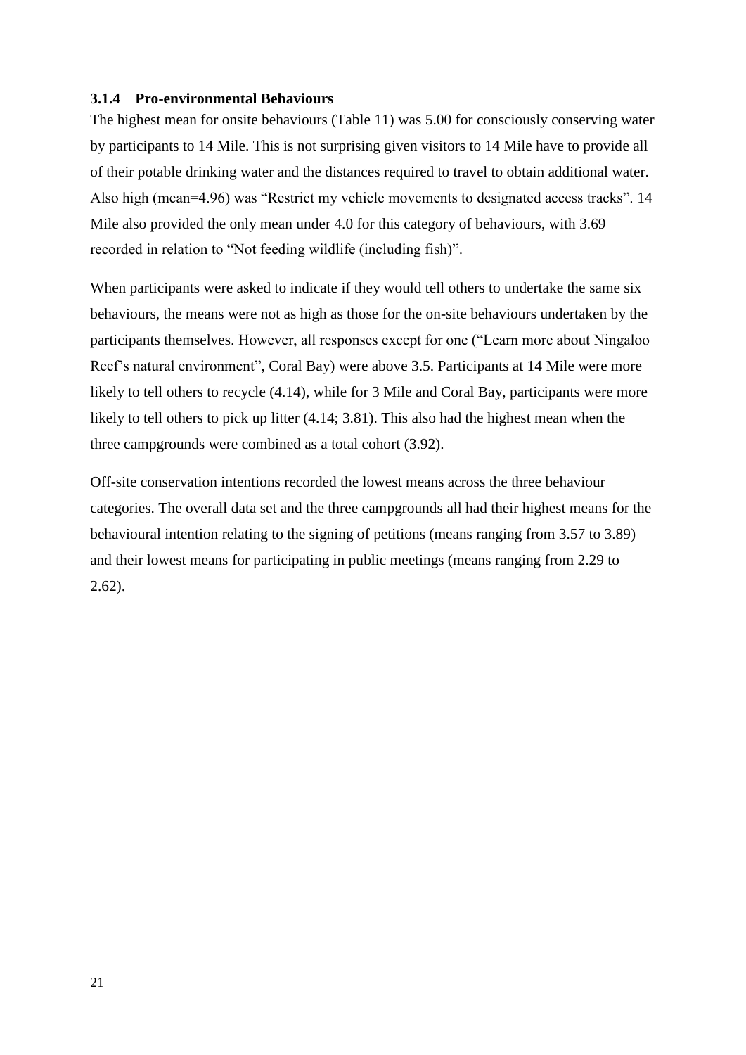### 3.1.4 Pro-environmental Behaviours

The highest mean for onsite behaviours (Table 11) was 5.00 for consciously conserving water by participants to 14 Mile. This is not surprising given visitors to 14 Mile have to provide all of their potable drinking water and the distances required to travel to obtain additional water. Also high (mean=4.96) was "Restrict my vehicle movements to designated access tracks". 14 Mile also provided the only mean under 4.0 for this category of behaviours, with 3.69 recorded in relation to "Not feeding wildlife (including fish)".

When participants were asked to indicate if they would tell others to undertake the same six behaviours, the means were not as high as those for the on-site behaviours undertaken by the participants themselves. However, all responses except for one ("Learn more about Ningaloo Reef's natural environment", Coral Bay) were above 3.5. Participants at 14 Mile were more likely to tell others to recycle (4.14), while for 3 Mile and Coral Bay, participants were more likely to tell others to pick up litter (4.14; 3.81). This also had the highest mean when the three campgrounds were combined as a total cohort (3.92).

Off-site conservation intentions recorded the lowest means across the three behaviour categories. The overall data set and the three campgrounds all had their highest means for the behavioural intention relating to the signing of petitions (means ranging from 3.57 to 3.89) and their lowest means for participating in public meetings (means ranging from 2.29 to 2.62).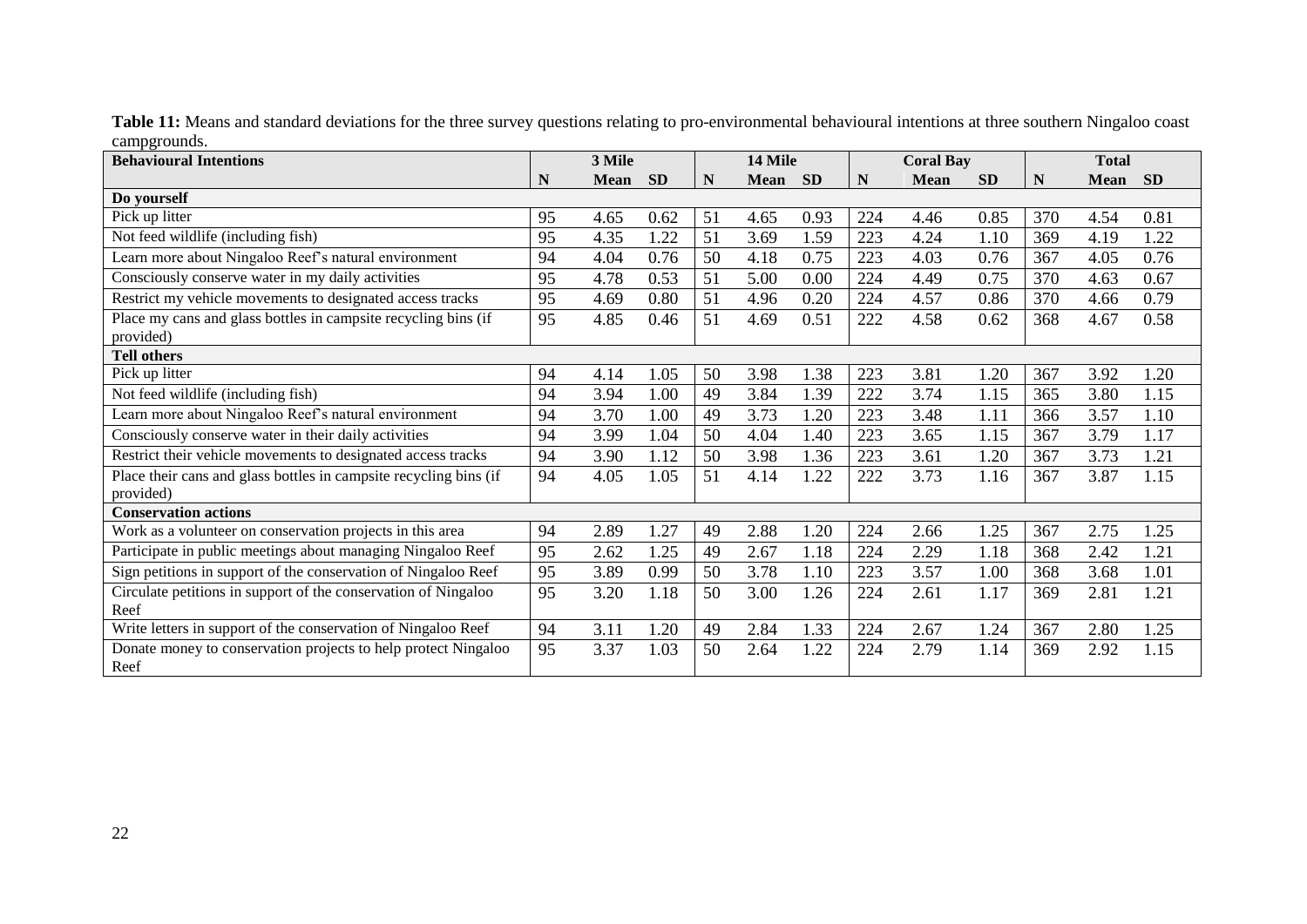**Table 11:** Means and standard deviations for the three survey questions relating to pro-environmental behavioural intentions at three southern Ningaloo coast campgrounds.

| Behavioural Intentions | 3 Mile | | | 14 Mile | | | Coral Bay | | | Total | | |
|---|---|---|---|---|---|---|---|---|---|---|---|---|
| | N | Mean | SD | N | Mean | SD | N | Mean | SD | N | Mean | SD |
| **Do yourself** | | | | | | | | | | | | |
| Pick up litter | 95 | 4.65 | 0.62 | 51 | 4.65 | 0.93 | 224 | 4.46 | 0.85 | 370 | 4.54 | 0.81 |
| Not feed wildlife (including fish) | 95 | 4.35 | 1.22 | 51 | 3.69 | 1.59 | 223 | 4.24 | 1.10 | 369 | 4.19 | 1.22 |
| Learn more about Ningaloo Reef's natural environment | 94 | 4.04 | 0.76 | 50 | 4.18 | 0.75 | 223 | 4.03 | 0.76 | 367 | 4.05 | 0.76 |
| Consciously conserve water in my daily activities | 95 | 4.78 | 0.53 | 51 | 5.00 | 0.00 | 224 | 4.49 | 0.75 | 370 | 4.63 | 0.67 |
| Restrict my vehicle movements to designated access tracks | 95 | 4.69 | 0.80 | 51 | 4.96 | 0.20 | 224 | 4.57 | 0.86 | 370 | 4.66 | 0.79 |
| Place my cans and glass bottles in campsite recycling bins (if provided) | 95 | 4.85 | 0.46 | 51 | 4.69 | 0.51 | 222 | 4.58 | 0.62 | 368 | 4.67 | 0.58 |
| **Tell others** | | | | | | | | | | | | |
| Pick up litter | 94 | 4.14 | 1.05 | 50 | 3.98 | 1.38 | 223 | 3.81 | 1.20 | 367 | 3.92 | 1.20 |
| Not feed wildlife (including fish) | 94 | 3.94 | 1.00 | 49 | 3.84 | 1.39 | 222 | 3.74 | 1.15 | 365 | 3.80 | 1.15 |
| Learn more about Ningaloo Reef's natural environment | 94 | 3.70 | 1.00 | 49 | 3.73 | 1.20 | 223 | 3.48 | 1.11 | 366 | 3.57 | 1.10 |
| Consciously conserve water in their daily activities | 94 | 3.99 | 1.04 | 50 | 4.04 | 1.40 | 223 | 3.65 | 1.15 | 367 | 3.79 | 1.17 |
| Restrict their vehicle movements to designated access tracks | 94 | 3.90 | 1.12 | 50 | 3.98 | 1.36 | 223 | 3.61 | 1.20 | 367 | 3.73 | 1.21 |
| Place their cans and glass bottles in campsite recycling bins (if provided) | 94 | 4.05 | 1.05 | 51 | 4.14 | 1.22 | 222 | 3.73 | 1.16 | 367 | 3.87 | 1.15 |
| **Conservation actions** | | | | | | | | | | | | |
| Work as a volunteer on conservation projects in this area | 94 | 2.89 | 1.27 | 49 | 2.88 | 1.20 | 224 | 2.66 | 1.25 | 367 | 2.75 | 1.25 |
| Participate in public meetings about managing Ningaloo Reef | 95 | 2.62 | 1.25 | 49 | 2.67 | 1.18 | 224 | 2.29 | 1.18 | 368 | 2.42 | 1.21 |
| Sign petitions in support of the conservation of Ningaloo Reef | 95 | 3.89 | 0.99 | 50 | 3.78 | 1.10 | 223 | 3.57 | 1.00 | 368 | 3.68 | 1.01 |
| Circulate petitions in support of the conservation of Ningaloo Reef | 95 | 3.20 | 1.18 | 50 | 3.00 | 1.26 | 224 | 2.61 | 1.17 | 369 | 2.81 | 1.21 |
| Write letters in support of the conservation of Ningaloo Reef | 94 | 3.11 | 1.20 | 49 | 2.84 | 1.33 | 224 | 2.67 | 1.24 | 367 | 2.80 | 1.25 |
| Donate money to conservation projects to help protect Ningaloo Reef | 95 | 3.37 | 1.03 | 50 | 2.64 | 1.22 | 224 | 2.79 | 1.14 | 369 | 2.92 | 1.15 |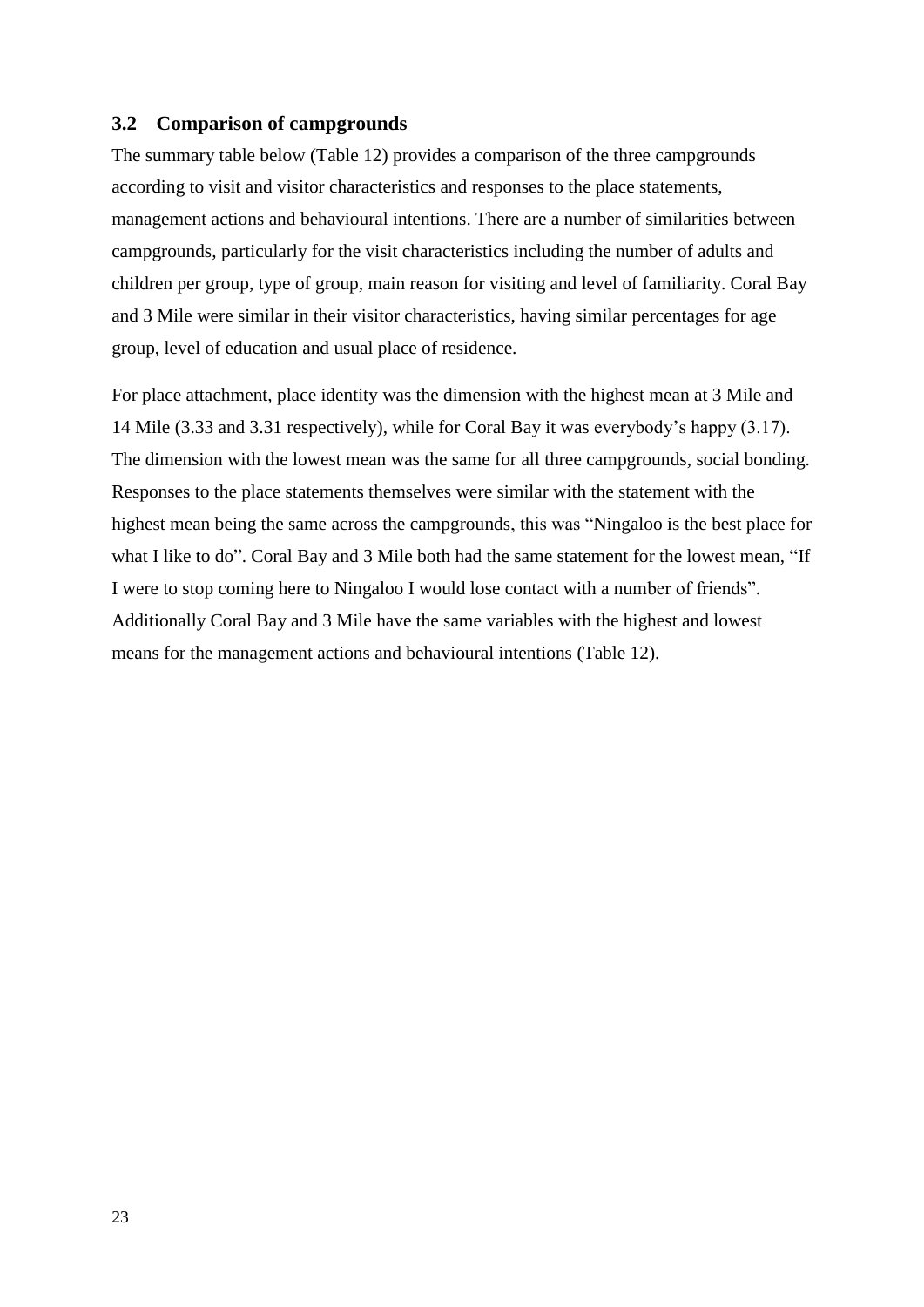## 3.2 Comparison of campgrounds

The summary table below (Table 12) provides a comparison of the three campgrounds according to visit and visitor characteristics and responses to the place statements, management actions and behavioural intentions. There are a number of similarities between campgrounds, particularly for the visit characteristics including the number of adults and children per group, type of group, main reason for visiting and level of familiarity. Coral Bay and 3 Mile were similar in their visitor characteristics, having similar percentages for age group, level of education and usual place of residence.

For place attachment, place identity was the dimension with the highest mean at 3 Mile and 14 Mile (3.33 and 3.31 respectively), while for Coral Bay it was everybody's happy (3.17). The dimension with the lowest mean was the same for all three campgrounds, social bonding. Responses to the place statements themselves were similar with the statement with the highest mean being the same across the campgrounds, this was "Ningaloo is the best place for what I like to do". Coral Bay and 3 Mile both had the same statement for the lowest mean, "If I were to stop coming here to Ningaloo I would lose contact with a number of friends". Additionally Coral Bay and 3 Mile have the same variables with the highest and lowest means for the management actions and behavioural intentions (Table 12).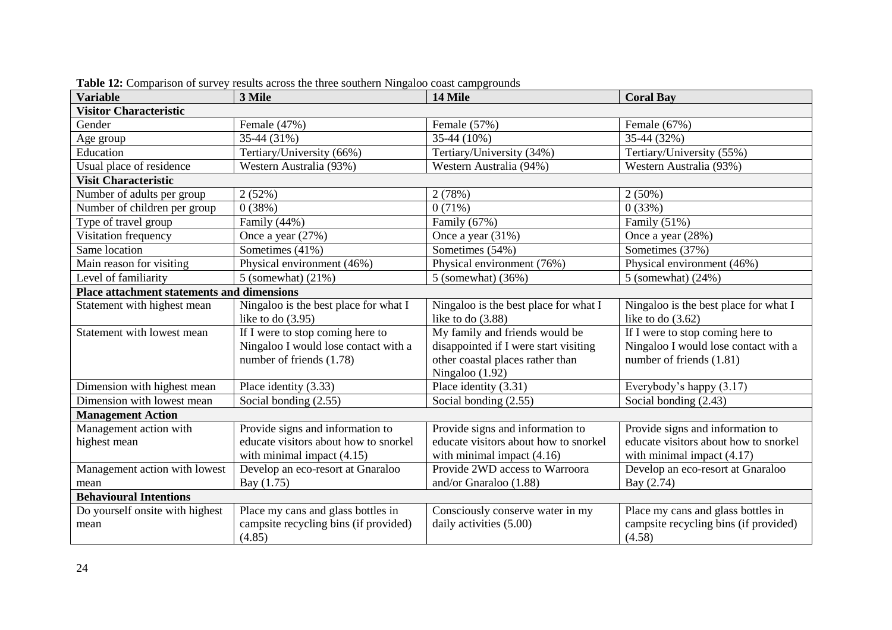**Table 12:** Comparison of survey results across the three southern Ningaloo coast campgrounds

| Variable | 3 Mile | 14 Mile | Coral Bay |
|---|---|---|---|
| **Visitor Characteristic** | | | |
| Gender | Female (47%) | Female (57%) | Female (67%) |
| Age group | 35-44 (31%) | 35-44 (10%) | 35-44 (32%) |
| Education | Tertiary/University (66%) | Tertiary/University (34%) | Tertiary/University (55%) |
| Usual place of residence | Western Australia (93%) | Western Australia (94%) | Western Australia (93%) |
| **Visit Characteristic** | | | |
| Number of adults per group | 2 (52%) | 2 (78%) | 2 (50%) |
| Number of children per group | 0 (38%) | 0 (71%) | 0 (33%) |
| Type of travel group | Family (44%) | Family (67%) | Family (51%) |
| Visitation frequency | Once a year (27%) | Once a year (31%) | Once a year (28%) |
| Same location | Sometimes (41%) | Sometimes (54%) | Sometimes (37%) |
| Main reason for visiting | Physical environment (46%) | Physical environment (76%) | Physical environment (46%) |
| Level of familiarity | 5 (somewhat) (21%) | 5 (somewhat) (36%) | 5 (somewhat) (24%) |
| **Place attachment statements and dimensions** | | | |
| Statement with highest mean | Ningaloo is the best place for what I like to do (3.95) | Ningaloo is the best place for what I like to do (3.88) | Ningaloo is the best place for what I like to do (3.62) |
| Statement with lowest mean | If I were to stop coming here to Ningaloo I would lose contact with a number of friends (1.78) | My family and friends would be disappointed if I were start visiting other coastal places rather than Ningaloo (1.92) | If I were to stop coming here to Ningaloo I would lose contact with a number of friends (1.81) |
| Dimension with highest mean | Place identity (3.33) | Place identity (3.31) | Everybody's happy (3.17) |
| Dimension with lowest mean | Social bonding (2.55) | Social bonding (2.55) | Social bonding (2.43) |
| **Management Action** | | | |
| Management action with highest mean | Provide signs and information to educate visitors about how to snorkel with minimal impact (4.15) | Provide signs and information to educate visitors about how to snorkel with minimal impact (4.16) | Provide signs and information to educate visitors about how to snorkel with minimal impact (4.17) |
| Management action with lowest mean | Develop an eco-resort at Gnaraloo Bay (1.75) | Provide 2WD access to Warroora and/or Gnaraloo (1.88) | Develop an eco-resort at Gnaraloo Bay (2.74) |
| **Behavioural Intentions** | | | |
| Do yourself onsite with highest mean | Place my cans and glass bottles in campsite recycling bins (if provided) (4.85) | Consciously conserve water in my daily activities (5.00) | Place my cans and glass bottles in campsite recycling bins (if provided) (4.58) |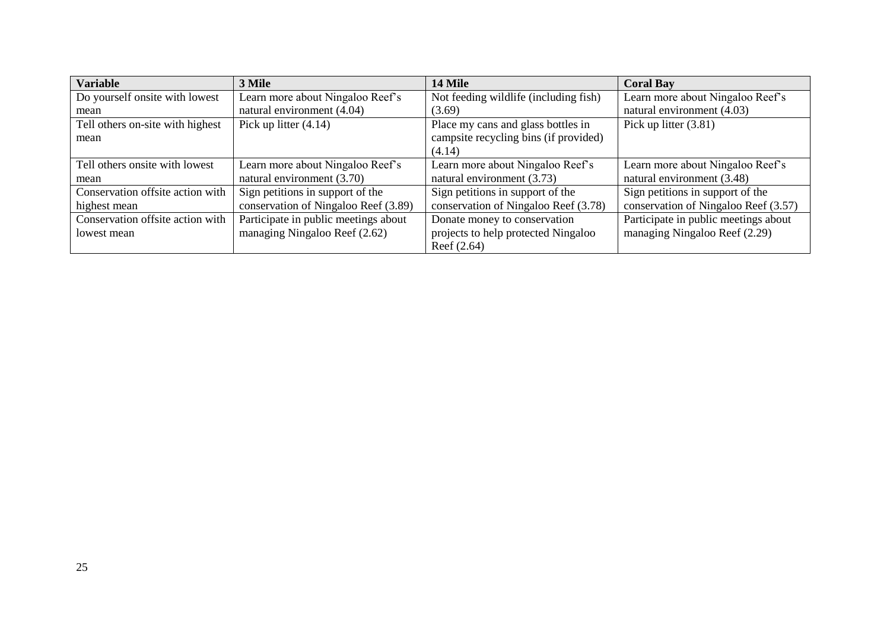| Variable | 3 Mile | 14 Mile | Coral Bay |
| --- | --- | --- | --- |
| Do yourself onsite with lowest mean | Learn more about Ningaloo Reef's natural environment (4.04) | Not feeding wildlife (including fish) (3.69) | Learn more about Ningaloo Reef's natural environment (4.03) |
| Tell others on-site with highest mean | Pick up litter (4.14) | Place my cans and glass bottles in campsite recycling bins (if provided) (4.14) | Pick up litter (3.81) |
| Tell others onsite with lowest mean | Learn more about Ningaloo Reef's natural environment (3.70) | Learn more about Ningaloo Reef's natural environment (3.73) | Learn more about Ningaloo Reef's natural environment (3.48) |
| Conservation offsite action with highest mean | Sign petitions in support of the conservation of Ningaloo Reef (3.89) | Sign petitions in support of the conservation of Ningaloo Reef (3.78) | Sign petitions in support of the conservation of Ningaloo Reef (3.57) |
| Conservation offsite action with lowest mean | Participate in public meetings about managing Ningaloo Reef (2.62) | Donate money to conservation projects to help protected Ningaloo Reef (2.64) | Participate in public meetings about managing Ningaloo Reef (2.29) |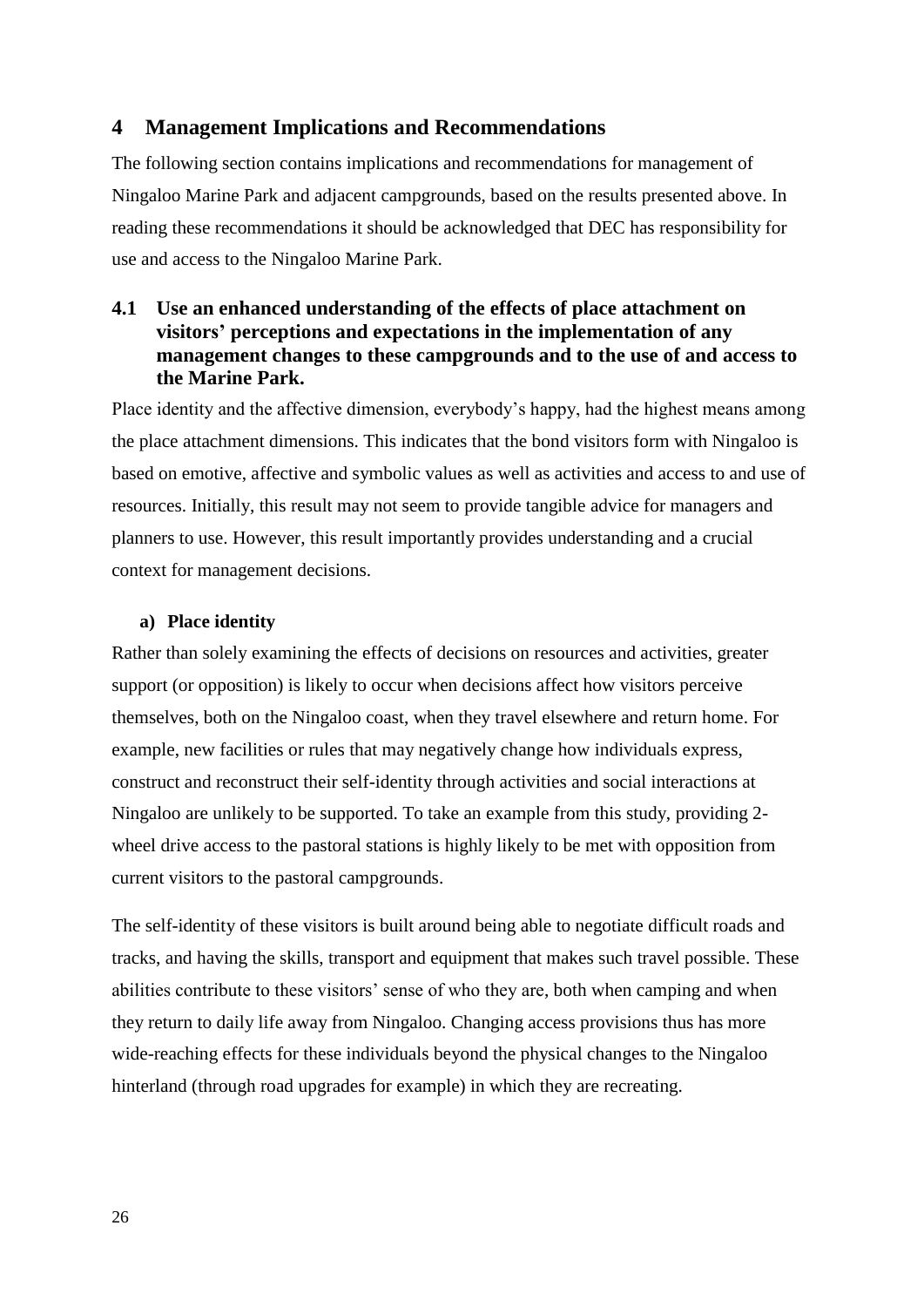# 4 Management Implications and Recommendations

The following section contains implications and recommendations for management of Ningaloo Marine Park and adjacent campgrounds, based on the results presented above. In reading these recommendations it should be acknowledged that DEC has responsibility for use and access to the Ningaloo Marine Park.

## 4.1 Use an enhanced understanding of the effects of place attachment on visitors' perceptions and expectations in the implementation of any management changes to these campgrounds and to the use of and access to the Marine Park.

Place identity and the affective dimension, everybody's happy, had the highest means among the place attachment dimensions. This indicates that the bond visitors form with Ningaloo is based on emotive, affective and symbolic values as well as activities and access to and use of resources. Initially, this result may not seem to provide tangible advice for managers and planners to use. However, this result importantly provides understanding and a crucial context for management decisions.

### a) Place identity

Rather than solely examining the effects of decisions on resources and activities, greater support (or opposition) is likely to occur when decisions affect how visitors perceive themselves, both on the Ningaloo coast, when they travel elsewhere and return home. For example, new facilities or rules that may negatively change how individuals express, construct and reconstruct their self-identity through activities and social interactions at Ningaloo are unlikely to be supported. To take an example from this study, providing 2-wheel drive access to the pastoral stations is highly likely to be met with opposition from current visitors to the pastoral campgrounds.

The self-identity of these visitors is built around being able to negotiate difficult roads and tracks, and having the skills, transport and equipment that makes such travel possible. These abilities contribute to these visitors' sense of who they are, both when camping and when they return to daily life away from Ningaloo. Changing access provisions thus has more wide-reaching effects for these individuals beyond the physical changes to the Ningaloo hinterland (through road upgrades for example) in which they are recreating.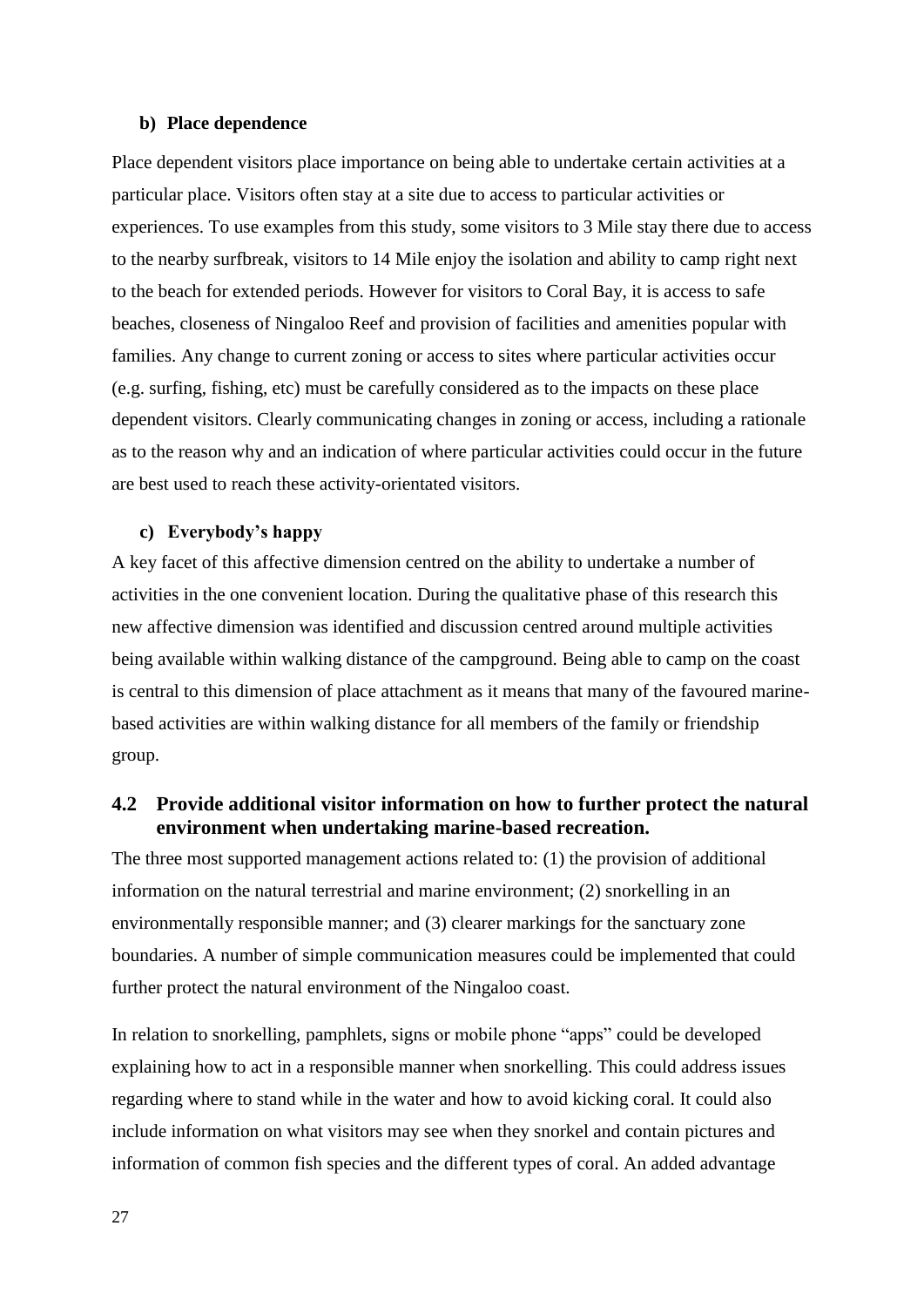**b) Place dependence**

Place dependent visitors place importance on being able to undertake certain activities at a particular place. Visitors often stay at a site due to access to particular activities or experiences. To use examples from this study, some visitors to 3 Mile stay there due to access to the nearby surfbreak, visitors to 14 Mile enjoy the isolation and ability to camp right next to the beach for extended periods. However for visitors to Coral Bay, it is access to safe beaches, closeness of Ningaloo Reef and provision of facilities and amenities popular with families. Any change to current zoning or access to sites where particular activities occur (e.g. surfing, fishing, etc) must be carefully considered as to the impacts on these place dependent visitors. Clearly communicating changes in zoning or access, including a rationale as to the reason why and an indication of where particular activities could occur in the future are best used to reach these activity-orientated visitors.

**c) Everybody's happy**

A key facet of this affective dimension centred on the ability to undertake a number of activities in the one convenient location. During the qualitative phase of this research this new affective dimension was identified and discussion centred around multiple activities being available within walking distance of the campground. Being able to camp on the coast is central to this dimension of place attachment as it means that many of the favoured marine-based activities are within walking distance for all members of the family or friendship group.

## 4.2 Provide additional visitor information on how to further protect the natural environment when undertaking marine-based recreation.

The three most supported management actions related to: (1) the provision of additional information on the natural terrestrial and marine environment; (2) snorkelling in an environmentally responsible manner; and (3) clearer markings for the sanctuary zone boundaries. A number of simple communication measures could be implemented that could further protect the natural environment of the Ningaloo coast.

In relation to snorkelling, pamphlets, signs or mobile phone "apps" could be developed explaining how to act in a responsible manner when snorkelling. This could address issues regarding where to stand while in the water and how to avoid kicking coral. It could also include information on what visitors may see when they snorkel and contain pictures and information of common fish species and the different types of coral. An added advantage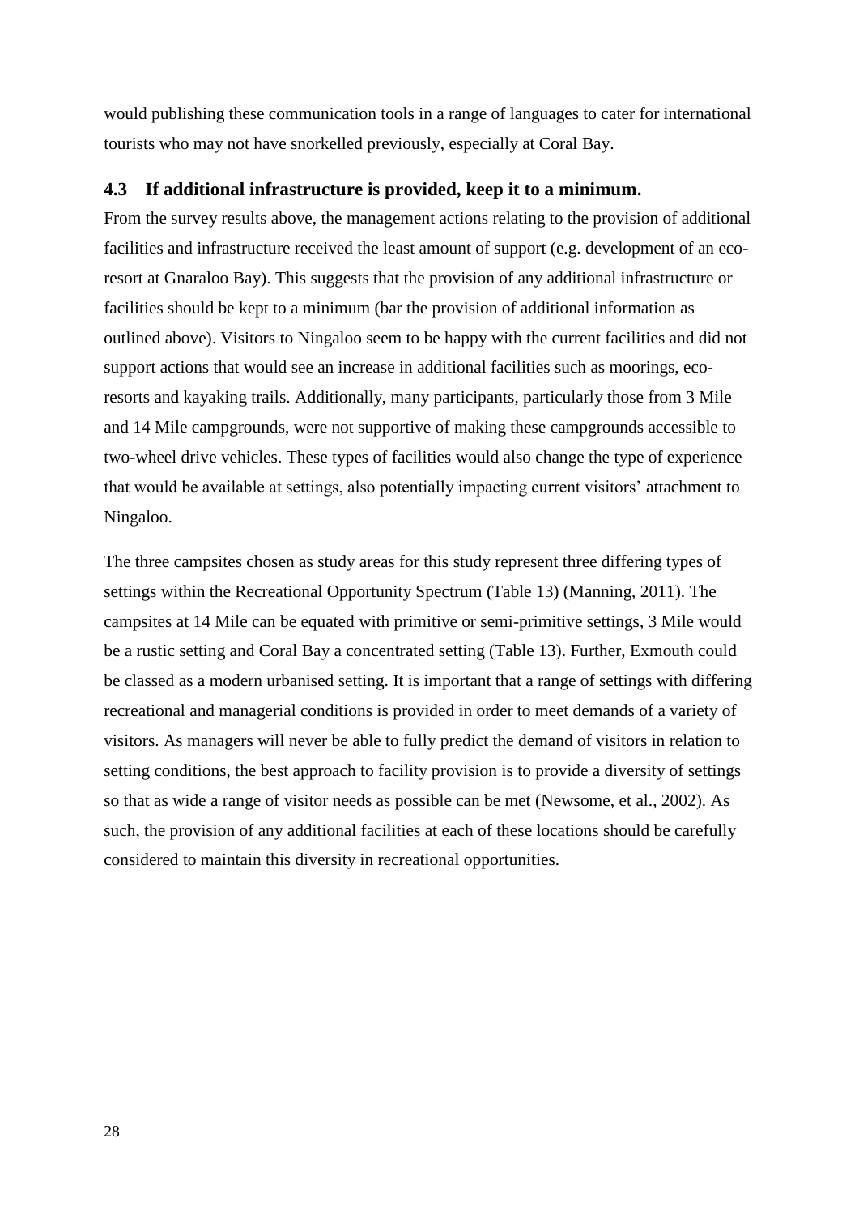would publishing these communication tools in a range of languages to cater for international tourists who may not have snorkelled previously, especially at Coral Bay.

### 4.3 If additional infrastructure is provided, keep it to a minimum.

From the survey results above, the management actions relating to the provision of additional facilities and infrastructure received the least amount of support (e.g. development of an eco-resort at Gnaraloo Bay). This suggests that the provision of any additional infrastructure or facilities should be kept to a minimum (bar the provision of additional information as outlined above). Visitors to Ningaloo seem to be happy with the current facilities and did not support actions that would see an increase in additional facilities such as moorings, eco-resorts and kayaking trails. Additionally, many participants, particularly those from 3 Mile and 14 Mile campgrounds, were not supportive of making these campgrounds accessible to two-wheel drive vehicles. These types of facilities would also change the type of experience that would be available at settings, also potentially impacting current visitors' attachment to Ningaloo.

The three campsites chosen as study areas for this study represent three differing types of settings within the Recreational Opportunity Spectrum (Table 13) (Manning, 2011). The campsites at 14 Mile can be equated with primitive or semi-primitive settings, 3 Mile would be a rustic setting and Coral Bay a concentrated setting (Table 13). Further, Exmouth could be classed as a modern urbanised setting. It is important that a range of settings with differing recreational and managerial conditions is provided in order to meet demands of a variety of visitors. As managers will never be able to fully predict the demand of visitors in relation to setting conditions, the best approach to facility provision is to provide a diversity of settings so that as wide a range of visitor needs as possible can be met (Newsome, et al., 2002). As such, the provision of any additional facilities at each of these locations should be carefully considered to maintain this diversity in recreational opportunities.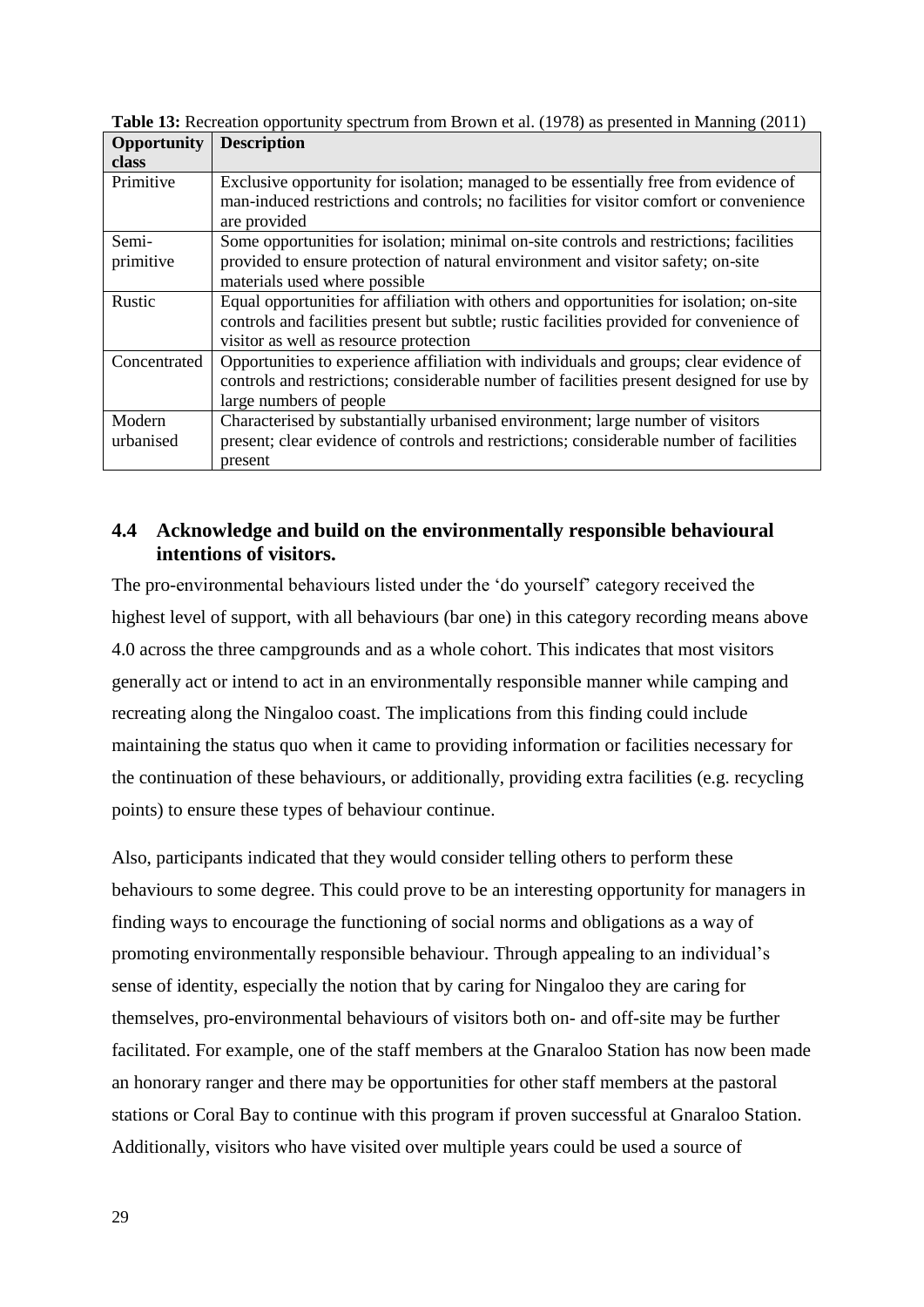**Table 13:** Recreation opportunity spectrum from Brown et al. (1978) as presented in Manning (2011)

| Opportunity class | Description |
|---|---|
| Primitive | Exclusive opportunity for isolation; managed to be essentially free from evidence of man-induced restrictions and controls; no facilities for visitor comfort or convenience are provided |
| Semi-primitive | Some opportunities for isolation; minimal on-site controls and restrictions; facilities provided to ensure protection of natural environment and visitor safety; on-site materials used where possible |
| Rustic | Equal opportunities for affiliation with others and opportunities for isolation; on-site controls and facilities present but subtle; rustic facilities provided for convenience of visitor as well as resource protection |
| Concentrated | Opportunities to experience affiliation with individuals and groups; clear evidence of controls and restrictions; considerable number of facilities present designed for use by large numbers of people |
| Modern urbanised | Characterised by substantially urbanised environment; large number of visitors present; clear evidence of controls and restrictions; considerable number of facilities present |

## 4.4 Acknowledge and build on the environmentally responsible behavioural intentions of visitors.

The pro-environmental behaviours listed under the 'do yourself' category received the highest level of support, with all behaviours (bar one) in this category recording means above 4.0 across the three campgrounds and as a whole cohort. This indicates that most visitors generally act or intend to act in an environmentally responsible manner while camping and recreating along the Ningaloo coast. The implications from this finding could include maintaining the status quo when it came to providing information or facilities necessary for the continuation of these behaviours, or additionally, providing extra facilities (e.g. recycling points) to ensure these types of behaviour continue.

Also, participants indicated that they would consider telling others to perform these behaviours to some degree. This could prove to be an interesting opportunity for managers in finding ways to encourage the functioning of social norms and obligations as a way of promoting environmentally responsible behaviour. Through appealing to an individual's sense of identity, especially the notion that by caring for Ningaloo they are caring for themselves, pro-environmental behaviours of visitors both on- and off-site may be further facilitated. For example, one of the staff members at the Gnaraloo Station has now been made an honorary ranger and there may be opportunities for other staff members at the pastoral stations or Coral Bay to continue with this program if proven successful at Gnaraloo Station. Additionally, visitors who have visited over multiple years could be used a source of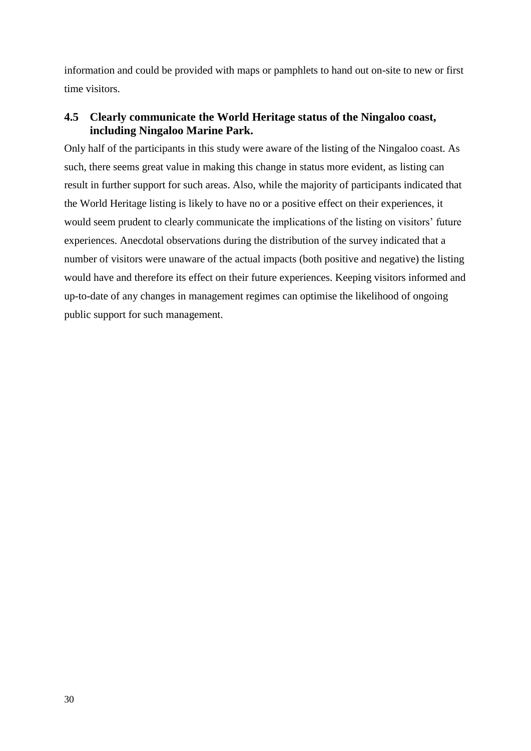information and could be provided with maps or pamphlets to hand out on-site to new or first time visitors.

## 4.5 Clearly communicate the World Heritage status of the Ningaloo coast, including Ningaloo Marine Park.

Only half of the participants in this study were aware of the listing of the Ningaloo coast. As such, there seems great value in making this change in status more evident, as listing can result in further support for such areas. Also, while the majority of participants indicated that the World Heritage listing is likely to have no or a positive effect on their experiences, it would seem prudent to clearly communicate the implications of the listing on visitors' future experiences. Anecdotal observations during the distribution of the survey indicated that a number of visitors were unaware of the actual impacts (both positive and negative) the listing would have and therefore its effect on their future experiences. Keeping visitors informed and up-to-date of any changes in management regimes can optimise the likelihood of ongoing public support for such management.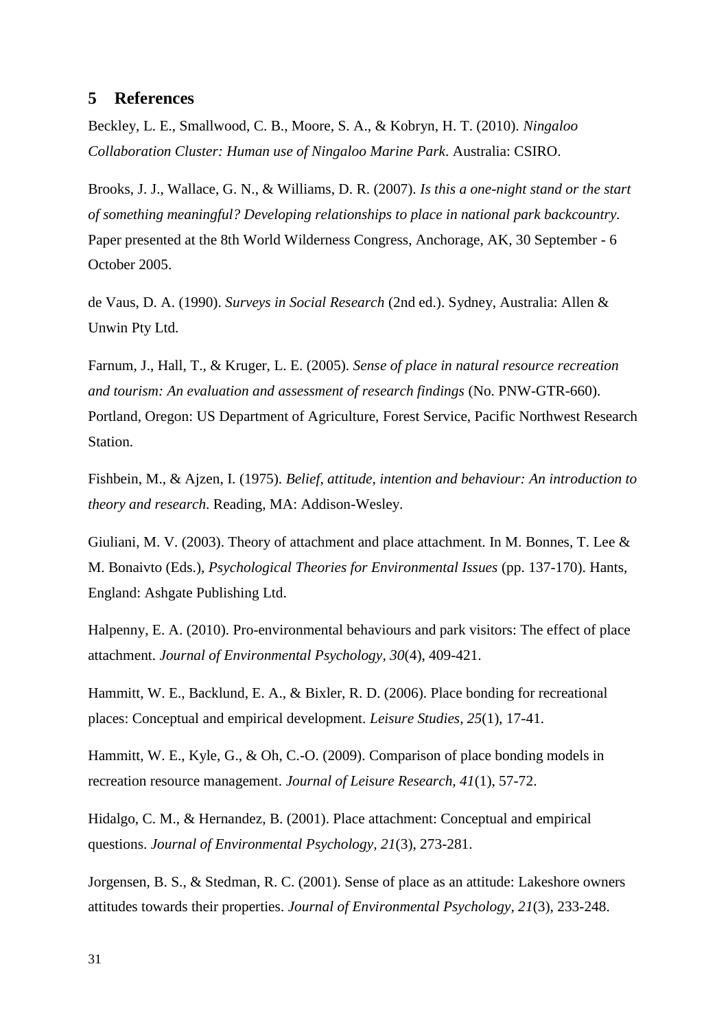# 5 References

Beckley, L. E., Smallwood, C. B., Moore, S. A., & Kobryn, H. T. (2010). *Ningaloo Collaboration Cluster: Human use of Ningaloo Marine Park*. Australia: CSIRO.

Brooks, J. J., Wallace, G. N., & Williams, D. R. (2007). *Is this a one-night stand or the start of something meaningful? Developing relationships to place in national park backcountry*. Paper presented at the 8th World Wilderness Congress, Anchorage, AK, 30 September - 6 October 2005.

de Vaus, D. A. (1990). *Surveys in Social Research* (2nd ed.). Sydney, Australia: Allen & Unwin Pty Ltd.

Farnum, J., Hall, T., & Kruger, L. E. (2005). *Sense of place in natural resource recreation and tourism: An evaluation and assessment of research findings* (No. PNW-GTR-660). Portland, Oregon: US Department of Agriculture, Forest Service, Pacific Northwest Research Station.

Fishbein, M., & Ajzen, I. (1975). *Belief, attitude, intention and behaviour: An introduction to theory and research*. Reading, MA: Addison-Wesley.

Giuliani, M. V. (2003). Theory of attachment and place attachment. In M. Bonnes, T. Lee & M. Bonaivto (Eds.), *Psychological Theories for Environmental Issues* (pp. 137-170). Hants, England: Ashgate Publishing Ltd.

Halpenny, E. A. (2010). Pro-environmental behaviours and park visitors: The effect of place attachment. *Journal of Environmental Psychology*, *30*(4), 409-421.

Hammitt, W. E., Backlund, E. A., & Bixler, R. D. (2006). Place bonding for recreational places: Conceptual and empirical development. *Leisure Studies, 25*(1), 17-41.

Hammitt, W. E., Kyle, G., & Oh, C.-O. (2009). Comparison of place bonding models in recreation resource management. *Journal of Leisure Research, 41*(1), 57-72.

Hidalgo, C. M., & Hernandez, B. (2001). Place attachment: Conceptual and empirical questions. *Journal of Environmental Psychology, 21*(3), 273-281.

Jorgensen, B. S., & Stedman, R. C. (2001). Sense of place as an attitude: Lakeshore owners attitudes towards their properties. *Journal of Environmental Psychology, 21*(3), 233-248.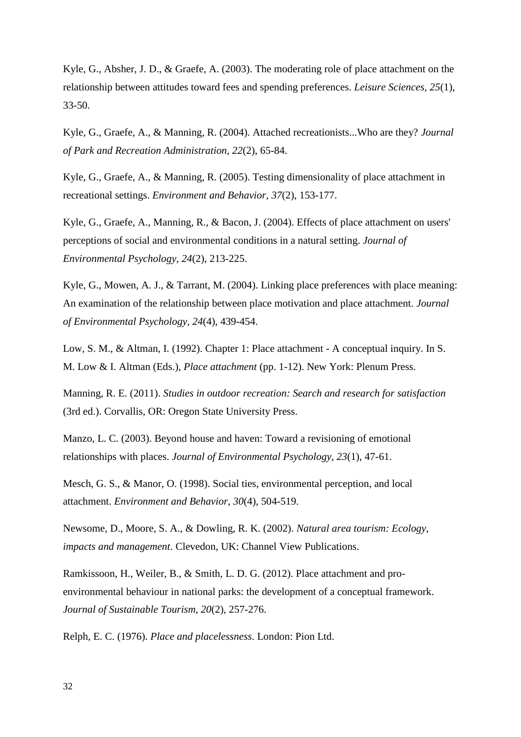Kyle, G., Absher, J. D., & Graefe, A. (2003). The moderating role of place attachment on the relationship between attitudes toward fees and spending preferences. *Leisure Sciences, 25*(1), 33-50.

Kyle, G., Graefe, A., & Manning, R. (2004). Attached recreationists...Who are they? *Journal of Park and Recreation Administration, 22*(2), 65-84.

Kyle, G., Graefe, A., & Manning, R. (2005). Testing dimensionality of place attachment in recreational settings. *Environment and Behavior, 37*(2), 153-177.

Kyle, G., Graefe, A., Manning, R., & Bacon, J. (2004). Effects of place attachment on users' perceptions of social and environmental conditions in a natural setting. *Journal of Environmental Psychology, 24*(2), 213-225.

Kyle, G., Mowen, A. J., & Tarrant, M. (2004). Linking place preferences with place meaning: An examination of the relationship between place motivation and place attachment. *Journal of Environmental Psychology, 24*(4), 439-454.

Low, S. M., & Altman, I. (1992). Chapter 1: Place attachment - A conceptual inquiry. In S. M. Low & I. Altman (Eds.), *Place attachment* (pp. 1-12). New York: Plenum Press.

Manning, R. E. (2011). *Studies in outdoor recreation: Search and research for satisfaction* (3rd ed.). Corvallis, OR: Oregon State University Press.

Manzo, L. C. (2003). Beyond house and haven: Toward a revisioning of emotional relationships with places. *Journal of Environmental Psychology, 23*(1), 47-61.

Mesch, G. S., & Manor, O. (1998). Social ties, environmental perception, and local attachment. *Environment and Behavior, 30*(4), 504-519.

Newsome, D., Moore, S. A., & Dowling, R. K. (2002). *Natural area tourism: Ecology, impacts and management*. Clevedon, UK: Channel View Publications.

Ramkissoon, H., Weiler, B., & Smith, L. D. G. (2012). Place attachment and pro-environmental behaviour in national parks: the development of a conceptual framework. *Journal of Sustainable Tourism, 20*(2), 257-276.

Relph, E. C. (1976). *Place and placelessness*. London: Pion Ltd.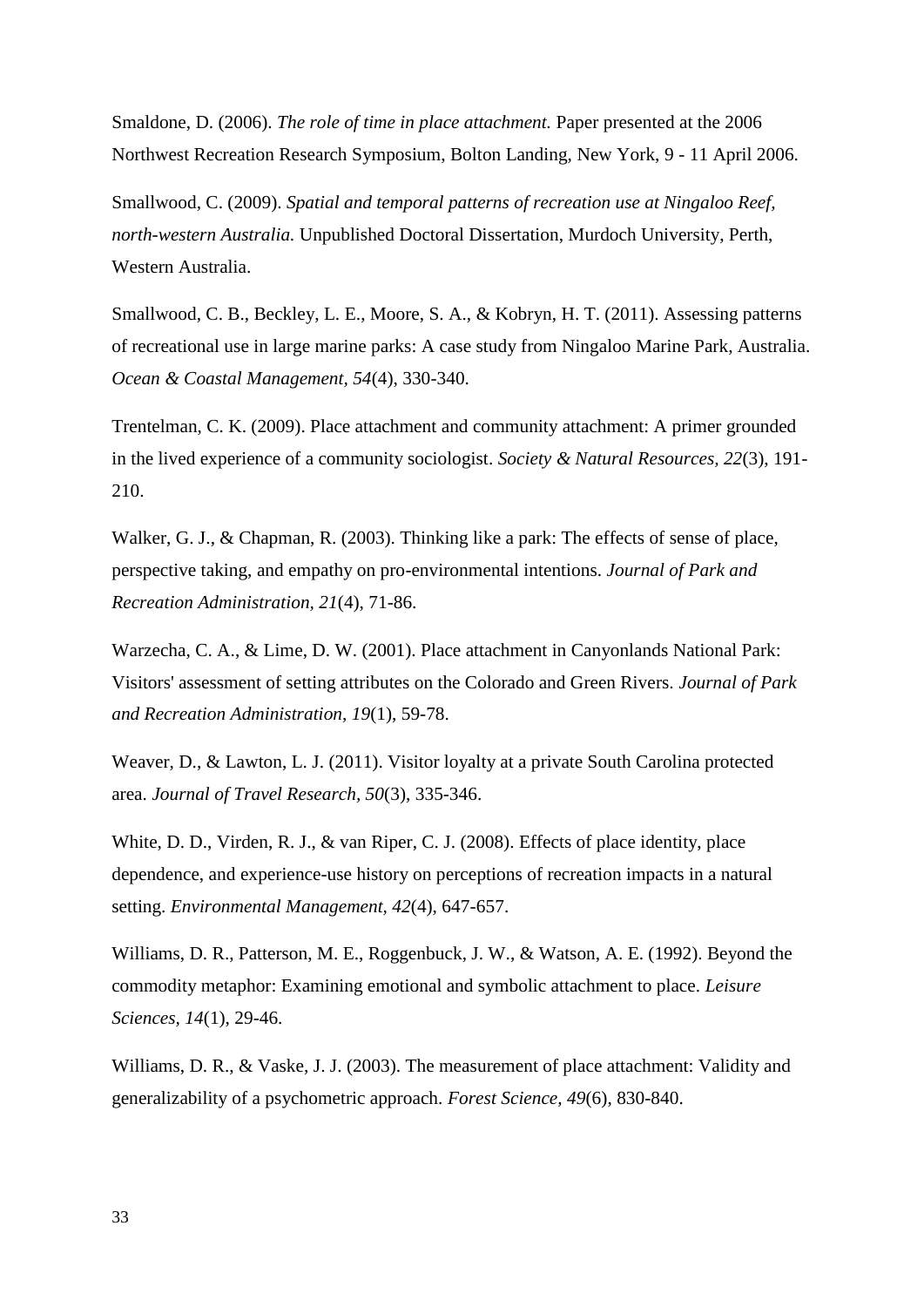Smaldone, D. (2006). *The role of time in place attachment.* Paper presented at the 2006 Northwest Recreation Research Symposium, Bolton Landing, New York, 9 - 11 April 2006.

Smallwood, C. (2009). *Spatial and temporal patterns of recreation use at Ningaloo Reef, north-western Australia.* Unpublished Doctoral Dissertation, Murdoch University, Perth, Western Australia.

Smallwood, C. B., Beckley, L. E., Moore, S. A., & Kobryn, H. T. (2011). Assessing patterns of recreational use in large marine parks: A case study from Ningaloo Marine Park, Australia. *Ocean & Coastal Management*, *54*(4), 330-340.

Trentelman, C. K. (2009). Place attachment and community attachment: A primer grounded in the lived experience of a community sociologist. *Society & Natural Resources, 22*(3), 191-210.

Walker, G. J., & Chapman, R. (2003). Thinking like a park: The effects of sense of place, perspective taking, and empathy on pro-environmental intentions. *Journal of Park and Recreation Administration, 21*(4), 71-86.

Warzecha, C. A., & Lime, D. W. (2001). Place attachment in Canyonlands National Park: Visitors' assessment of setting attributes on the Colorado and Green Rivers. *Journal of Park and Recreation Administration, 19*(1), 59-78.

Weaver, D., & Lawton, L. J. (2011). Visitor loyalty at a private South Carolina protected area. *Journal of Travel Research, 50*(3), 335-346.

White, D. D., Virden, R. J., & van Riper, C. J. (2008). Effects of place identity, place dependence, and experience-use history on perceptions of recreation impacts in a natural setting. *Environmental Management, 42*(4), 647-657.

Williams, D. R., Patterson, M. E., Roggenbuck, J. W., & Watson, A. E. (1992). Beyond the commodity metaphor: Examining emotional and symbolic attachment to place. *Leisure Sciences, 14*(1), 29-46.

Williams, D. R., & Vaske, J. J. (2003). The measurement of place attachment: Validity and generalizability of a psychometric approach. *Forest Science*, *49*(6), 830-840.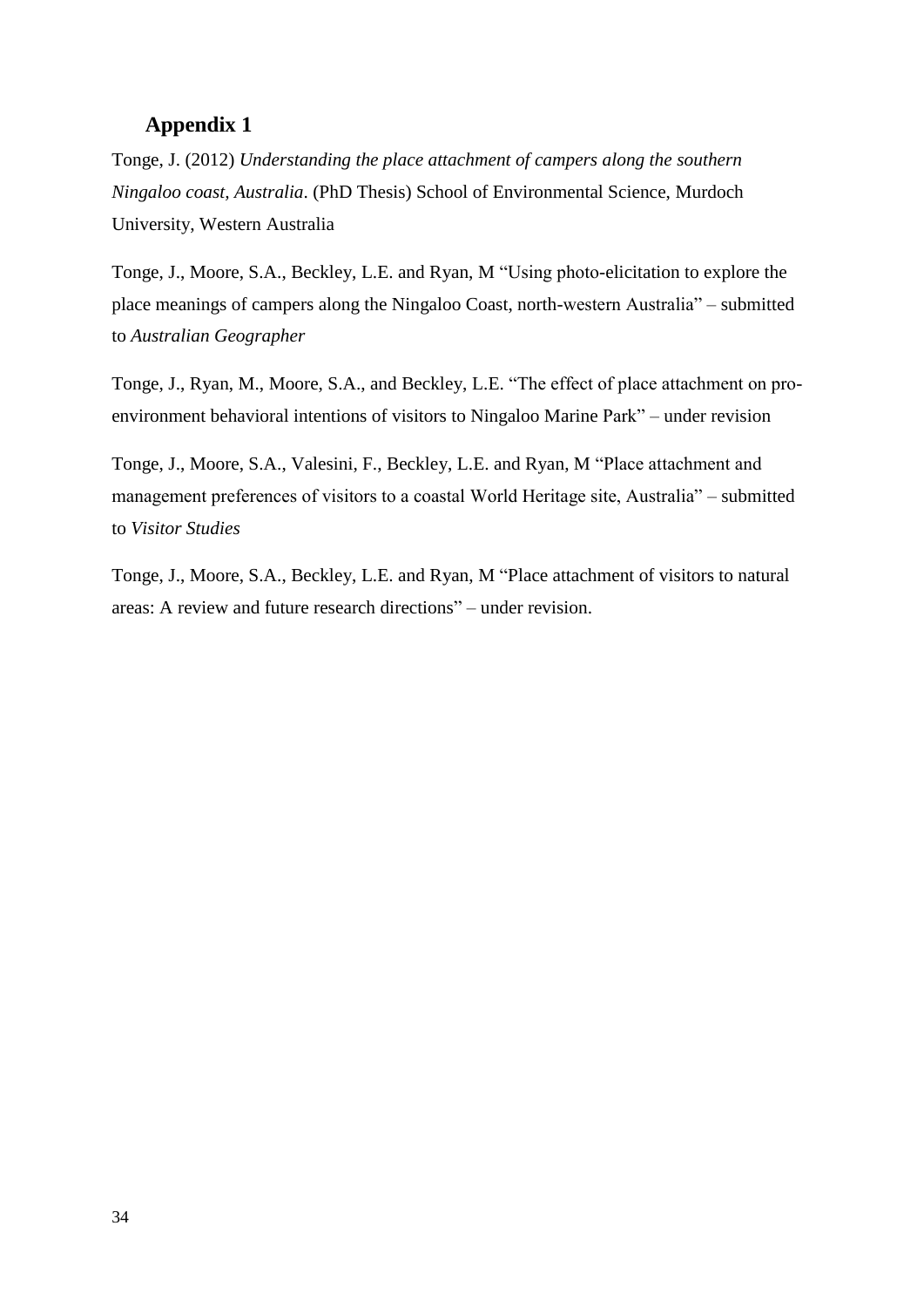## Appendix 1

Tonge, J. (2012) *Understanding the place attachment of campers along the southern Ningaloo coast, Australia*. (PhD Thesis) School of Environmental Science, Murdoch University, Western Australia

Tonge, J., Moore, S.A., Beckley, L.E. and Ryan, M "Using photo-elicitation to explore the place meanings of campers along the Ningaloo Coast, north-western Australia" – submitted to *Australian Geographer*

Tonge, J., Ryan, M., Moore, S.A., and Beckley, L.E. "The effect of place attachment on pro-environment behavioral intentions of visitors to Ningaloo Marine Park" – under revision

Tonge, J., Moore, S.A., Valesini, F., Beckley, L.E. and Ryan, M "Place attachment and management preferences of visitors to a coastal World Heritage site, Australia" – submitted to *Visitor Studies*

Tonge, J., Moore, S.A., Beckley, L.E. and Ryan, M "Place attachment of visitors to natural areas: A review and future research directions" – under revision.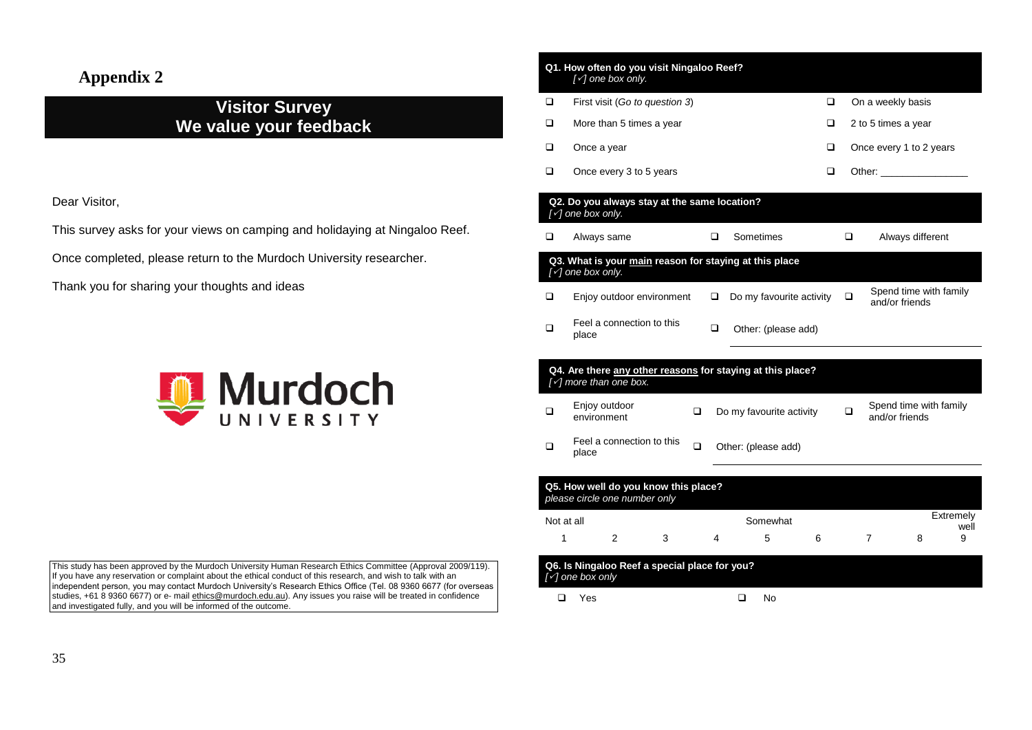# Appendix 2

## Visitor Survey
## We value your feedback

Dear Visitor,

This survey asks for your views on camping and holidaying at Ningaloo Reef.

Once completed, please return to the Murdoch University researcher.

Thank you for sharing your thoughts and ideas

Murdoch UNIVERSITY

This study has been approved by the Murdoch University Human Research Ethics Committee (Approval 2009/119). If you have any reservation or complaint about the ethical conduct of this research, and wish to talk with an independent person, you may contact Murdoch University's Research Ethics Office (Tel. 08 9360 6677 (for overseas studies, +61 8 9360 6677) or e- mail ethics@murdoch.edu.au). Any issues you raise will be treated in confidence and investigated fully, and you will be informed of the outcome.

**Q1. How often do you visit Ningaloo Reef?**
*[✓] one box only.*

- ❑ First visit (*Go to question 3*)
- ❑ On a weekly basis
- ❑ More than 5 times a year
- ❑ 2 to 5 times a year
- ❑ Once a year
- ❑ Once every 1 to 2 years
- ❑ Once every 3 to 5 years
- ❑ Other: _______________

**Q2. Do you always stay at the same location?**
*[✓] one box only.*

- ❑ Always same
- ❑ Sometimes
- ❑ Always different

**Q3. What is your main reason for staying at this place**
*[✓] one box only.*

- ❑ Enjoy outdoor environment
- ❑ Do my favourite activity
- ❑ Spend time with family and/or friends
- ❑ Feel a connection to this place
- ❑ Other: (please add) _______________

**Q4. Are there any other reasons for staying at this place?**
*[✓] more than one box.*

- ❑ Enjoy outdoor environment
- ❑ Do my favourite activity
- ❑ Spend time with family and/or friends
- ❑ Feel a connection to this place
- ❑ Other: (please add) _______________

**Q5. How well do you know this place?**
*please circle one number only*

| Not at all | | | | Somewhat | | | | Extremely well |
|---|---|---|---|---|---|---|---|---|
| 1 | 2 | 3 | 4 | 5 | 6 | 7 | 8 | 9 |

**Q6. Is Ningaloo Reef a special place for you?**
*[✓] one box only*

- ❑ Yes
- ❑ No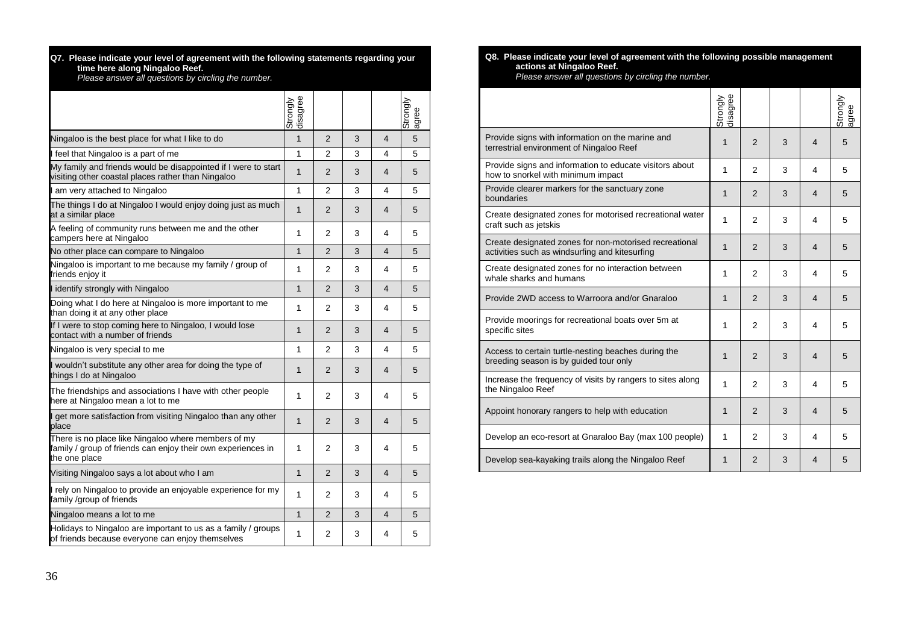**Q7. Please indicate your level of agreement with the following statements regarding your time here along Ningaloo Reef.**
*Please answer all questions by circling the number.*

| | Strongly disagree | | | | Strongly agree |
|---|---|---|---|---|---|
| Ningaloo is the best place for what I like to do | 1 | 2 | 3 | 4 | 5 |
| I feel that Ningaloo is a part of me | 1 | 2 | 3 | 4 | 5 |
| My family and friends would be disappointed if I were to start visiting other coastal places rather than Ningaloo | 1 | 2 | 3 | 4 | 5 |
| I am very attached to Ningaloo | 1 | 2 | 3 | 4 | 5 |
| The things I do at Ningaloo I would enjoy doing just as much at a similar place | 1 | 2 | 3 | 4 | 5 |
| A feeling of community runs between me and the other campers here at Ningaloo | 1 | 2 | 3 | 4 | 5 |
| No other place can compare to Ningaloo | 1 | 2 | 3 | 4 | 5 |
| Ningaloo is important to me because my family / group of friends enjoy it | 1 | 2 | 3 | 4 | 5 |
| I identify strongly with Ningaloo | 1 | 2 | 3 | 4 | 5 |
| Doing what I do here at Ningaloo is more important to me than doing it at any other place | 1 | 2 | 3 | 4 | 5 |
| If I were to stop coming here to Ningaloo, I would lose contact with a number of friends | 1 | 2 | 3 | 4 | 5 |
| Ningaloo is very special to me | 1 | 2 | 3 | 4 | 5 |
| I wouldn't substitute any other area for doing the type of things I do at Ningaloo | 1 | 2 | 3 | 4 | 5 |
| The friendships and associations I have with other people here at Ningaloo mean a lot to me | 1 | 2 | 3 | 4 | 5 |
| I get more satisfaction from visiting Ningaloo than any other place | 1 | 2 | 3 | 4 | 5 |
| There is no place like Ningaloo where members of my family / group of friends can enjoy their own experiences in the one place | 1 | 2 | 3 | 4 | 5 |
| Visiting Ningaloo says a lot about who I am | 1 | 2 | 3 | 4 | 5 |
| I rely on Ningaloo to provide an enjoyable experience for my family /group of friends | 1 | 2 | 3 | 4 | 5 |
| Ningaloo means a lot to me | 1 | 2 | 3 | 4 | 5 |
| Holidays to Ningaloo are important to us as a family / groups of friends because everyone can enjoy themselves | 1 | 2 | 3 | 4 | 5 |

**Q8. Please indicate your level of agreement with the following possible management actions at Ningaloo Reef.**
*Please answer all questions by circling the number.*

| | Strongly disagree | | | | Strongly agree |
|---|---|---|---|---|---|
| Provide signs with information on the marine and terrestrial environment of Ningaloo Reef | 1 | 2 | 3 | 4 | 5 |
| Provide signs and information to educate visitors about how to snorkel with minimum impact | 1 | 2 | 3 | 4 | 5 |
| Provide clearer markers for the sanctuary zone boundaries | 1 | 2 | 3 | 4 | 5 |
| Create designated zones for motorised recreational water craft such as jetskis | 1 | 2 | 3 | 4 | 5 |
| Create designated zones for non-motorised recreational activities such as windsurfing and kitesurfing | 1 | 2 | 3 | 4 | 5 |
| Create designated zones for no interaction between whale sharks and humans | 1 | 2 | 3 | 4 | 5 |
| Provide 2WD access to Warroora and/or Gnaraloo | 1 | 2 | 3 | 4 | 5 |
| Provide moorings for recreational boats over 5m at specific sites | 1 | 2 | 3 | 4 | 5 |
| Access to certain turtle-nesting beaches during the breeding season is by guided tour only | 1 | 2 | 3 | 4 | 5 |
| Increase the frequency of visits by rangers to sites along the Ningaloo Reef | 1 | 2 | 3 | 4 | 5 |
| Appoint honorary rangers to help with education | 1 | 2 | 3 | 4 | 5 |
| Develop an eco-resort at Gnaraloo Bay (max 100 people) | 1 | 2 | 3 | 4 | 5 |
| Develop sea-kayaking trails along the Ningaloo Reef | 1 | 2 | 3 | 4 | 5 |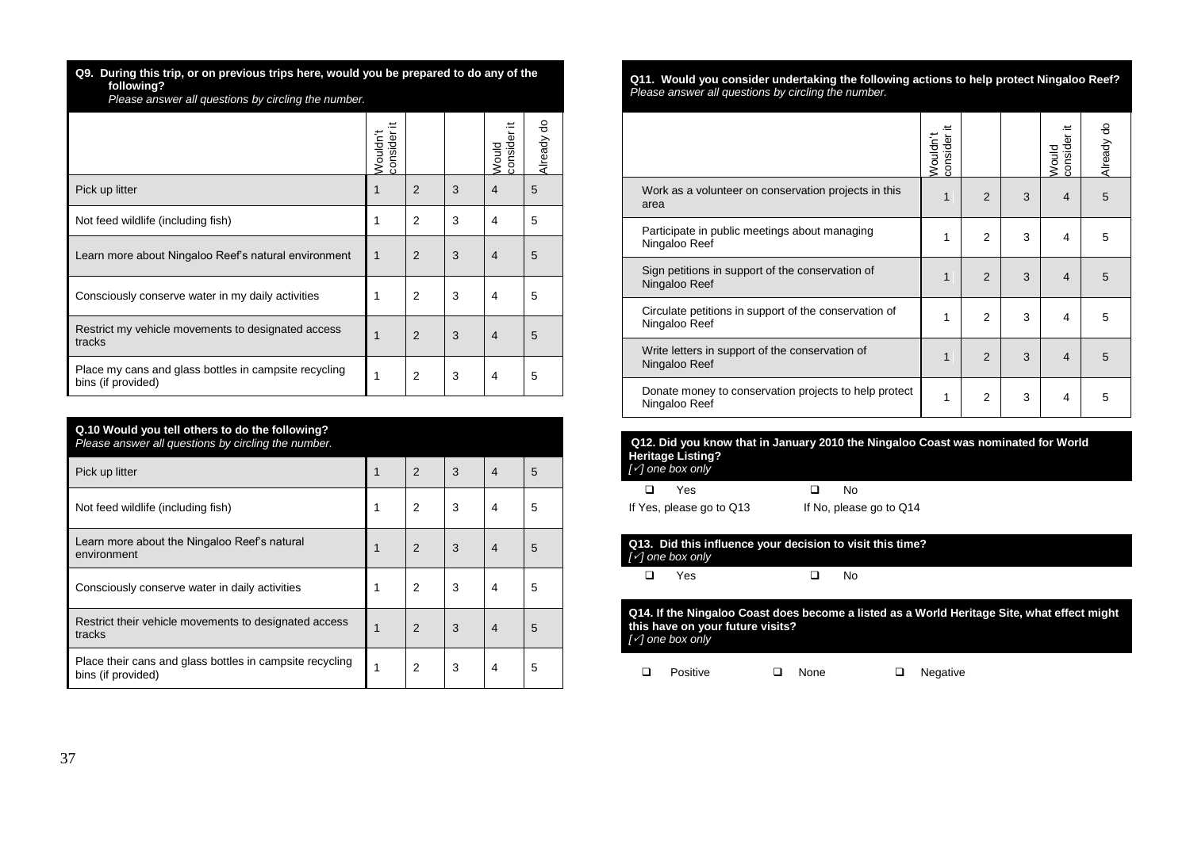**Q9. During this trip, or on previous trips here, would you be prepared to do any of the following?**
*Please answer all questions by circling the number.*

| | Wouldn't consider it | | | Would consider it | Already do |
|---|---|---|---|---|---|
| Pick up litter | 1 | 2 | 3 | 4 | 5 |
| Not feed wildlife (including fish) | 1 | 2 | 3 | 4 | 5 |
| Learn more about Ningaloo Reef's natural environment | 1 | 2 | 3 | 4 | 5 |
| Consciously conserve water in my daily activities | 1 | 2 | 3 | 4 | 5 |
| Restrict my vehicle movements to designated access tracks | 1 | 2 | 3 | 4 | 5 |
| Place my cans and glass bottles in campsite recycling bins (if provided) | 1 | 2 | 3 | 4 | 5 |

**Q.10 Would you tell others to do the following?**
*Please answer all questions by circling the number.*

| | | | | | |
|---|---|---|---|---|---|
| Pick up litter | 1 | 2 | 3 | 4 | 5 |
| Not feed wildlife (including fish) | 1 | 2 | 3 | 4 | 5 |
| Learn more about the Ningaloo Reef's natural environment | 1 | 2 | 3 | 4 | 5 |
| Consciously conserve water in daily activities | 1 | 2 | 3 | 4 | 5 |
| Restrict their vehicle movements to designated access tracks | 1 | 2 | 3 | 4 | 5 |
| Place their cans and glass bottles in campsite recycling bins (if provided) | 1 | 2 | 3 | 4 | 5 |

**Q11. Would you consider undertaking the following actions to help protect Ningaloo Reef?**
*Please answer all questions by circling the number.*

| | Wouldn't consider it | | | Would consider it | Already do |
|---|---|---|---|---|---|
| Work as a volunteer on conservation projects in this area | 1 | 2 | 3 | 4 | 5 |
| Participate in public meetings about managing Ningaloo Reef | 1 | 2 | 3 | 4 | 5 |
| Sign petitions in support of the conservation of Ningaloo Reef | 1 | 2 | 3 | 4 | 5 |
| Circulate petitions in support of the conservation of Ningaloo Reef | 1 | 2 | 3 | 4 | 5 |
| Write letters in support of the conservation of Ningaloo Reef | 1 | 2 | 3 | 4 | 5 |
| Donate money to conservation projects to help protect Ningaloo Reef | 1 | 2 | 3 | 4 | 5 |

**Q12. Did you know that in January 2010 the Ningaloo Coast was nominated for World Heritage Listing?**
*[✓] one box only*

☐ Yes ☐ No

If Yes, please go to Q13 If No, please go to Q14

**Q13. Did this influence your decision to visit this time?**
*[✓] one box only*

☐ Yes ☐ No

**Q14. If the Ningaloo Coast does become a listed as a World Heritage Site, what effect might this have on your future visits?**
*[✓] one box only*

☐ Positive ☐ None ☐ Negative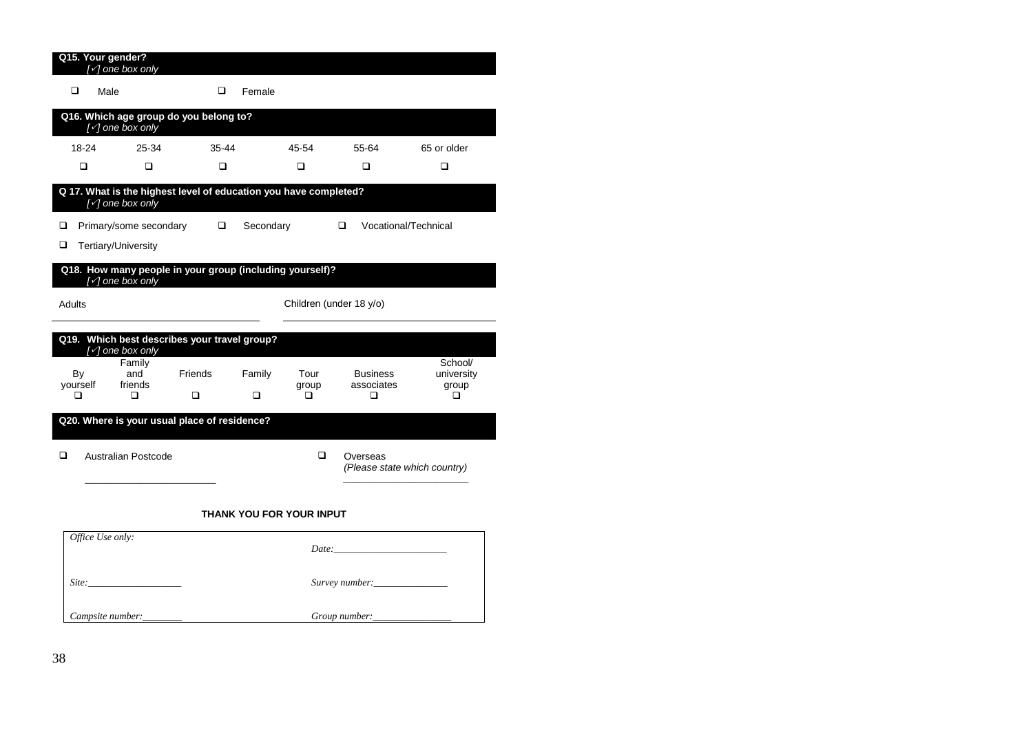**Q15. Your gender?**
*[✓] one box only*

❑ Male ❑ Female

**Q16. Which age group do you belong to?**
*[✓] one box only*

| 18-24 | 25-34 | 35-44 | 45-54 | 55-64 | 65 or older |
|---|---|---|---|---|---|
| ❑ | ❑ | ❑ | ❑ | ❑ | ❑ |

**Q 17. What is the highest level of education you have completed?**
*[✓] one box only*

❑ Primary/some secondary ❑ Secondary ❑ Vocational/Technical

❑ Tertiary/University

**Q18. How many people in your group (including yourself)?**
*[✓] one box only*

Adults ______________________ Children (under 18 y/o) ______________________

**Q19. Which best describes your travel group?**
*[✓] one box only*

| By yourself | Family and friends | Friends | Family | Tour group | Business associates | School/ university group |
|---|---|---|---|---|---|---|
| ❑ | ❑ | ❑ | ❑ | ❑ | ❑ | ❑ |

**Q20. Where is your usual place of residence?**

❑ Australian Postcode ______________________

❑ Overseas *(Please state which country)* ______________________

**THANK YOU FOR YOUR INPUT**

| | |
|---|---|
| *Office Use only:* | *Date:______________________* |
| *Site:__________________* | *Survey number:______________* |
| *Campsite number:________* | *Group number:_______________* |